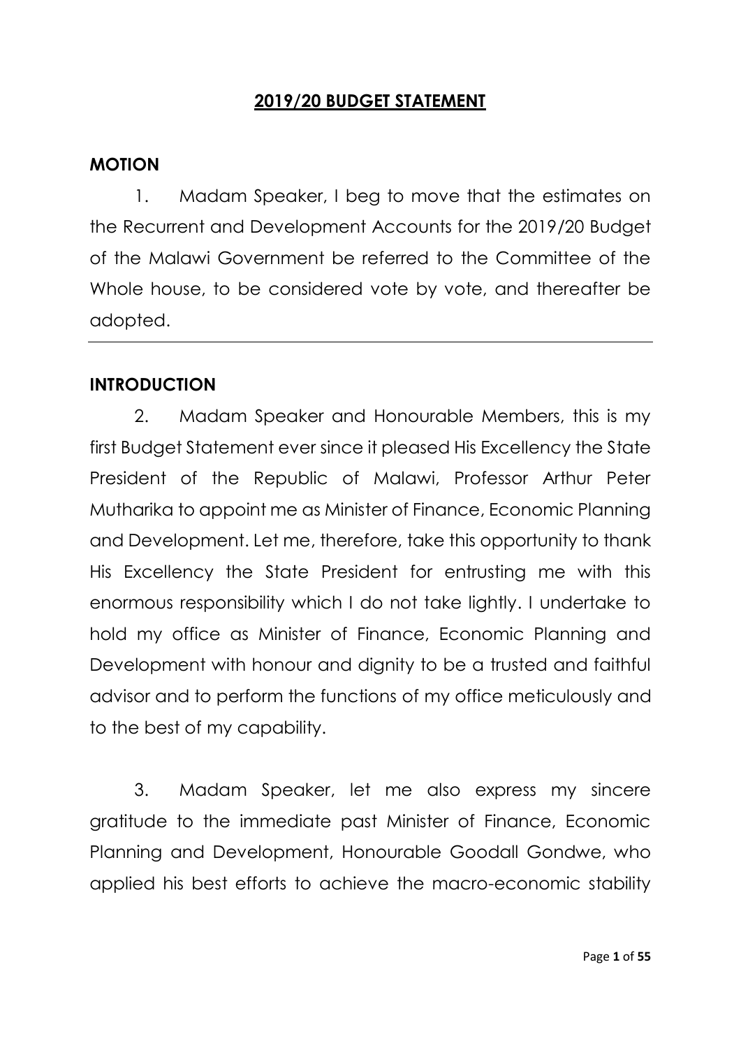# 2019/20 BUDGET STATEMENT

## MOTION

1. Madam Speaker, I beg to move that the estimates on the Recurrent and Development Accounts for the 2019/20 Budget of the Malawi Government be referred to the Committee of the Whole house, to be considered vote by vote, and thereafter be adopted.

---

## INTRODUCTION

2. Madam Speaker and Honourable Members, this is my first Budget Statement ever since it pleased His Excellency the State President of the Republic of Malawi, Professor Arthur Peter Mutharika to appoint me as Minister of Finance, Economic Planning and Development. Let me, therefore, take this opportunity to thank His Excellency the State President for entrusting me with this enormous responsibility which I do not take lightly. I undertake to hold my office as Minister of Finance, Economic Planning and Development with honour and dignity to be a trusted and faithful advisor and to perform the functions of my office meticulously and to the best of my capability.

3. Madam Speaker, let me also express my sincere gratitude to the immediate past Minister of Finance, Economic Planning and Development, Honourable Goodall Gondwe, who applied his best efforts to achieve the macro-economic stability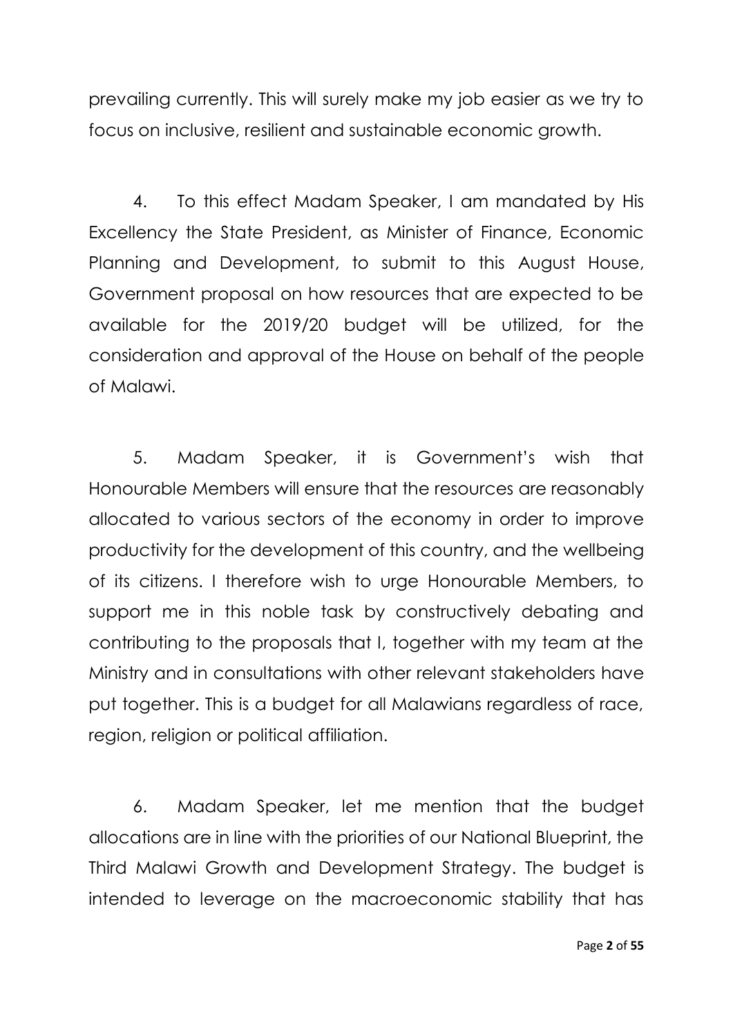prevailing currently. This will surely make my job easier as we try to focus on inclusive, resilient and sustainable economic growth.

4. To this effect Madam Speaker, I am mandated by His Excellency the State President, as Minister of Finance, Economic Planning and Development, to submit to this August House, Government proposal on how resources that are expected to be available for the 2019/20 budget will be utilized, for the consideration and approval of the House on behalf of the people of Malawi.

5. Madam Speaker, it is Government's wish that Honourable Members will ensure that the resources are reasonably allocated to various sectors of the economy in order to improve productivity for the development of this country, and the wellbeing of its citizens. I therefore wish to urge Honourable Members, to support me in this noble task by constructively debating and contributing to the proposals that I, together with my team at the Ministry and in consultations with other relevant stakeholders have put together. This is a budget for all Malawians regardless of race, region, religion or political affiliation.

6. Madam Speaker, let me mention that the budget allocations are in line with the priorities of our National Blueprint, the Third Malawi Growth and Development Strategy. The budget is intended to leverage on the macroeconomic stability that has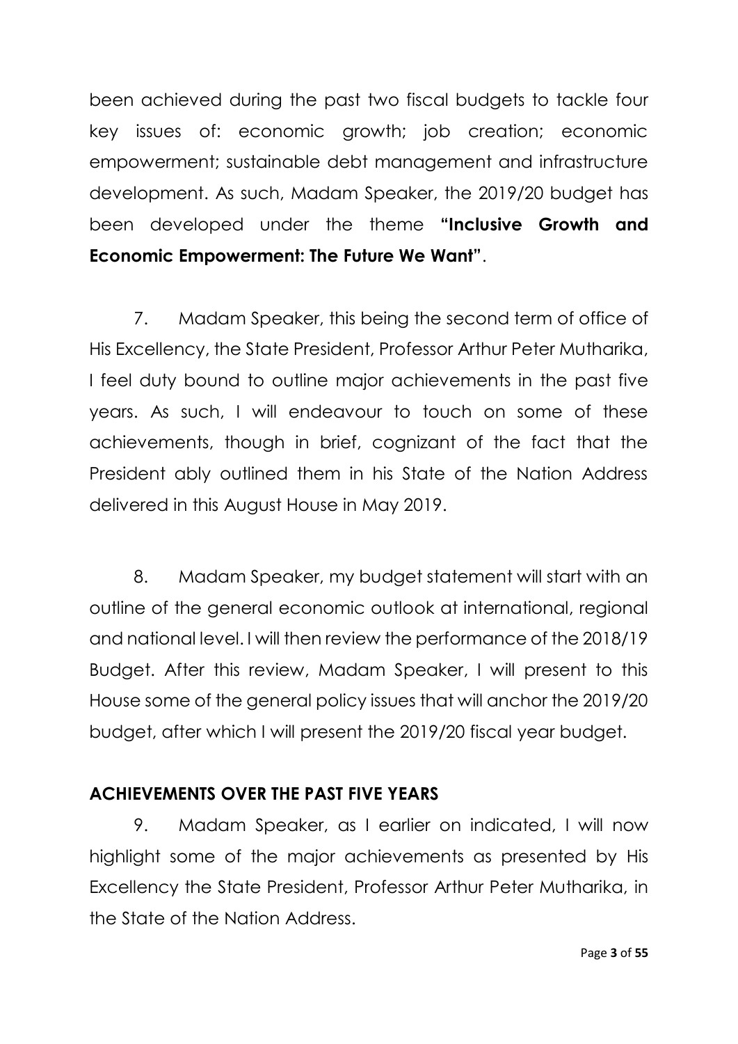been achieved during the past two fiscal budgets to tackle four key issues of: economic growth; job creation; economic empowerment; sustainable debt management and infrastructure development. As such, Madam Speaker, the 2019/20 budget has been developed under the theme **"Inclusive Growth and Economic Empowerment: The Future We Want"**.

7. Madam Speaker, this being the second term of office of His Excellency, the State President, Professor Arthur Peter Mutharika, I feel duty bound to outline major achievements in the past five years. As such, I will endeavour to touch on some of these achievements, though in brief, cognizant of the fact that the President ably outlined them in his State of the Nation Address delivered in this August House in May 2019.

8. Madam Speaker, my budget statement will start with an outline of the general economic outlook at international, regional and national level. I will then review the performance of the 2018/19 Budget. After this review, Madam Speaker, I will present to this House some of the general policy issues that will anchor the 2019/20 budget, after which I will present the 2019/20 fiscal year budget.

## ACHIEVEMENTS OVER THE PAST FIVE YEARS

9. Madam Speaker, as I earlier on indicated, I will now highlight some of the major achievements as presented by His Excellency the State President, Professor Arthur Peter Mutharika, in the State of the Nation Address.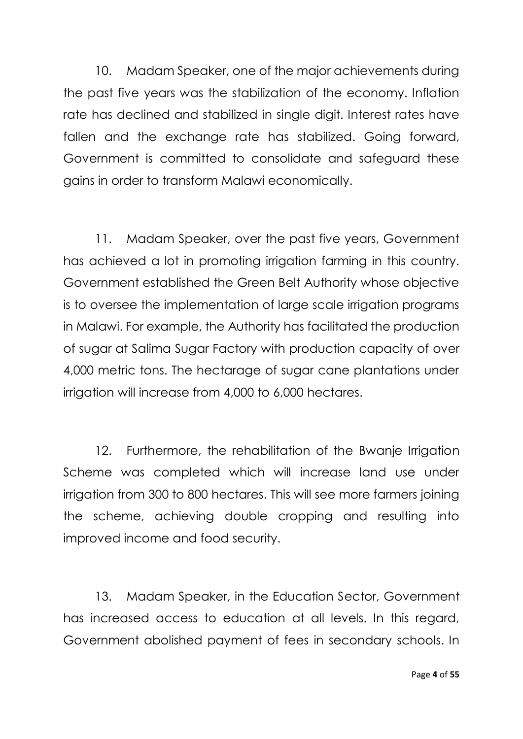10. Madam Speaker, one of the major achievements during the past five years was the stabilization of the economy. Inflation rate has declined and stabilized in single digit. Interest rates have fallen and the exchange rate has stabilized. Going forward, Government is committed to consolidate and safeguard these gains in order to transform Malawi economically.

11. Madam Speaker, over the past five years, Government has achieved a lot in promoting irrigation farming in this country. Government established the Green Belt Authority whose objective is to oversee the implementation of large scale irrigation programs in Malawi. For example, the Authority has facilitated the production of sugar at Salima Sugar Factory with production capacity of over 4,000 metric tons. The hectarage of sugar cane plantations under irrigation will increase from 4,000 to 6,000 hectares.

12. Furthermore, the rehabilitation of the Bwanje Irrigation Scheme was completed which will increase land use under irrigation from 300 to 800 hectares. This will see more farmers joining the scheme, achieving double cropping and resulting into improved income and food security.

13. Madam Speaker, in the Education Sector, Government has increased access to education at all levels. In this regard, Government abolished payment of fees in secondary schools. In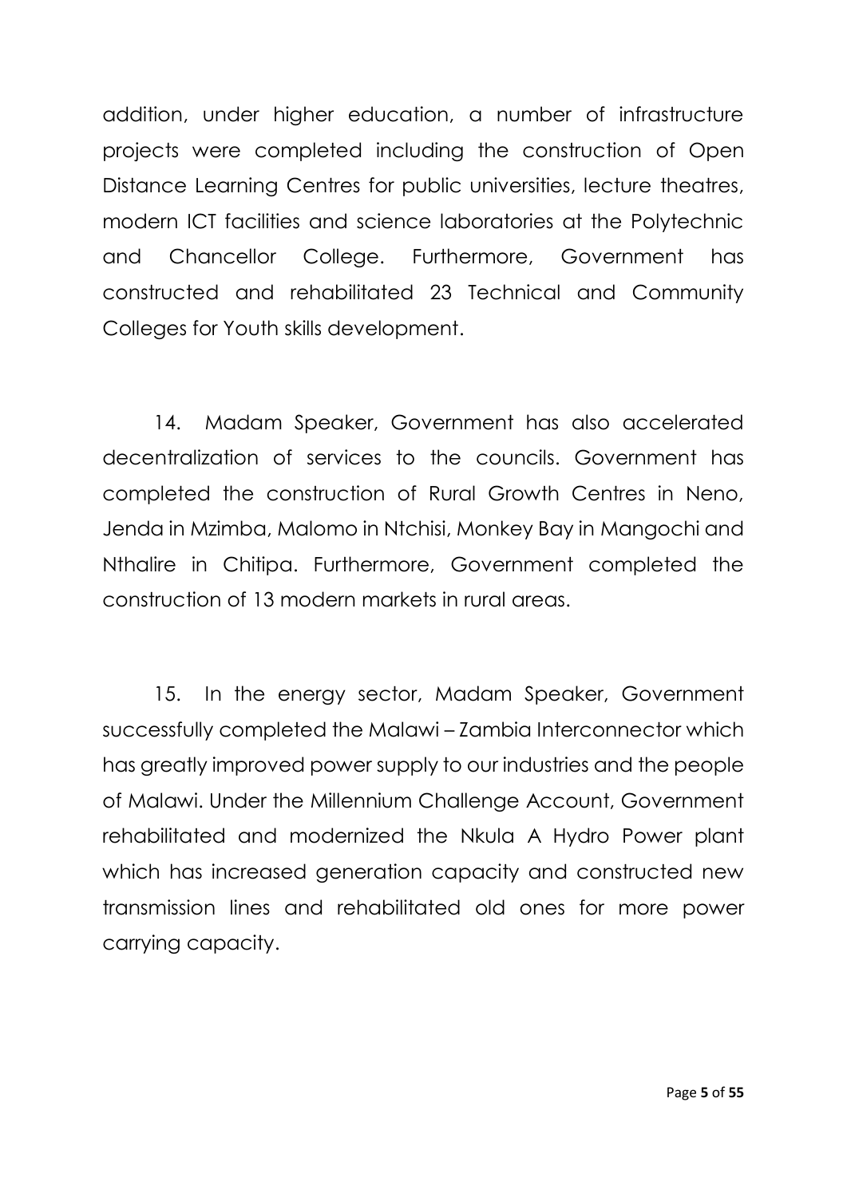addition, under higher education, a number of infrastructure projects were completed including the construction of Open Distance Learning Centres for public universities, lecture theatres, modern ICT facilities and science laboratories at the Polytechnic and Chancellor College. Furthermore, Government has constructed and rehabilitated 23 Technical and Community Colleges for Youth skills development.

14. Madam Speaker, Government has also accelerated decentralization of services to the councils. Government has completed the construction of Rural Growth Centres in Neno, Jenda in Mzimba, Malomo in Ntchisi, Monkey Bay in Mangochi and Nthalire in Chitipa. Furthermore, Government completed the construction of 13 modern markets in rural areas.

15. In the energy sector, Madam Speaker, Government successfully completed the Malawi – Zambia Interconnector which has greatly improved power supply to our industries and the people of Malawi. Under the Millennium Challenge Account, Government rehabilitated and modernized the Nkula A Hydro Power plant which has increased generation capacity and constructed new transmission lines and rehabilitated old ones for more power carrying capacity.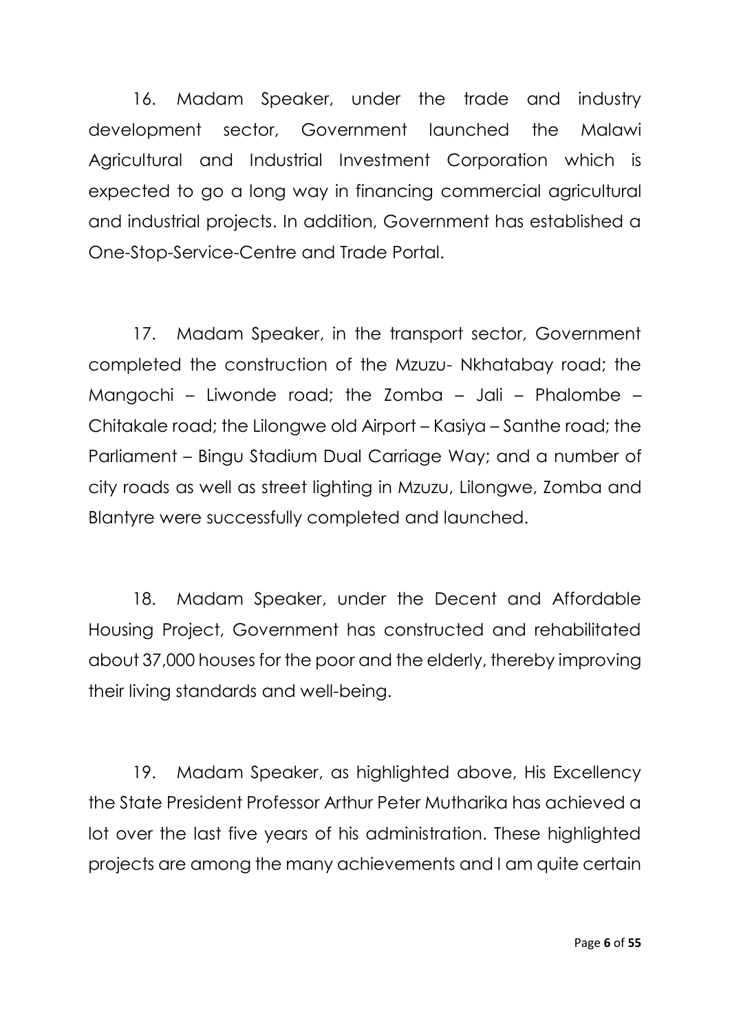16. Madam Speaker, under the trade and industry development sector, Government launched the Malawi Agricultural and Industrial Investment Corporation which is expected to go a long way in financing commercial agricultural and industrial projects. In addition, Government has established a One-Stop-Service-Centre and Trade Portal.

17. Madam Speaker, in the transport sector, Government completed the construction of the Mzuzu- Nkhatabay road; the Mangochi – Liwonde road; the Zomba – Jali – Phalombe – Chitakale road; the Lilongwe old Airport – Kasiya – Santhe road; the Parliament – Bingu Stadium Dual Carriage Way; and a number of city roads as well as street lighting in Mzuzu, Lilongwe, Zomba and Blantyre were successfully completed and launched.

18. Madam Speaker, under the Decent and Affordable Housing Project, Government has constructed and rehabilitated about 37,000 houses for the poor and the elderly, thereby improving their living standards and well-being.

19. Madam Speaker, as highlighted above, His Excellency the State President Professor Arthur Peter Mutharika has achieved a lot over the last five years of his administration. These highlighted projects are among the many achievements and I am quite certain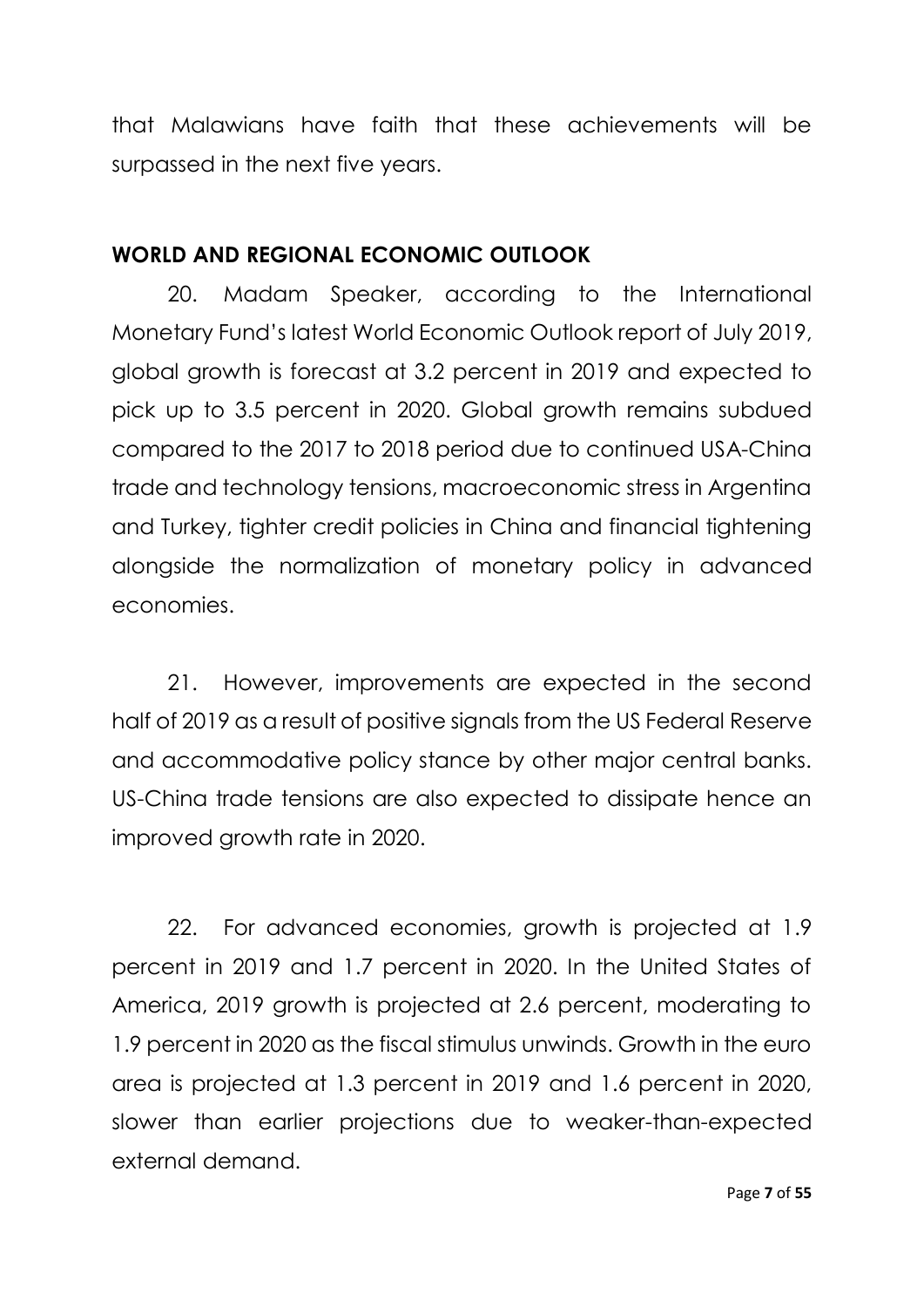that Malawians have faith that these achievements will be surpassed in the next five years.

## WORLD AND REGIONAL ECONOMIC OUTLOOK

20. Madam Speaker, according to the International Monetary Fund's latest World Economic Outlook report of July 2019, global growth is forecast at 3.2 percent in 2019 and expected to pick up to 3.5 percent in 2020. Global growth remains subdued compared to the 2017 to 2018 period due to continued USA-China trade and technology tensions, macroeconomic stress in Argentina and Turkey, tighter credit policies in China and financial tightening alongside the normalization of monetary policy in advanced economies.

21. However, improvements are expected in the second half of 2019 as a result of positive signals from the US Federal Reserve and accommodative policy stance by other major central banks. US-China trade tensions are also expected to dissipate hence an improved growth rate in 2020.

22. For advanced economies, growth is projected at 1.9 percent in 2019 and 1.7 percent in 2020. In the United States of America, 2019 growth is projected at 2.6 percent, moderating to 1.9 percent in 2020 as the fiscal stimulus unwinds. Growth in the euro area is projected at 1.3 percent in 2019 and 1.6 percent in 2020, slower than earlier projections due to weaker-than-expected external demand.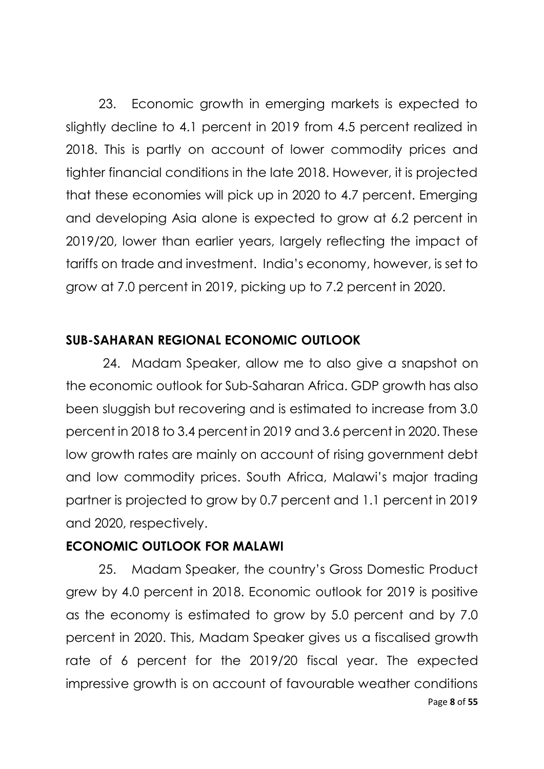23. Economic growth in emerging markets is expected to slightly decline to 4.1 percent in 2019 from 4.5 percent realized in 2018. This is partly on account of lower commodity prices and tighter financial conditions in the late 2018. However, it is projected that these economies will pick up in 2020 to 4.7 percent. Emerging and developing Asia alone is expected to grow at 6.2 percent in 2019/20, lower than earlier years, largely reflecting the impact of tariffs on trade and investment. India's economy, however, is set to grow at 7.0 percent in 2019, picking up to 7.2 percent in 2020.

## SUB-SAHARAN REGIONAL ECONOMIC OUTLOOK

24. Madam Speaker, allow me to also give a snapshot on the economic outlook for Sub-Saharan Africa. GDP growth has also been sluggish but recovering and is estimated to increase from 3.0 percent in 2018 to 3.4 percent in 2019 and 3.6 percent in 2020. These low growth rates are mainly on account of rising government debt and low commodity prices. South Africa, Malawi's major trading partner is projected to grow by 0.7 percent and 1.1 percent in 2019 and 2020, respectively.

## ECONOMIC OUTLOOK FOR MALAWI

25. Madam Speaker, the country's Gross Domestic Product grew by 4.0 percent in 2018. Economic outlook for 2019 is positive as the economy is estimated to grow by 5.0 percent and by 7.0 percent in 2020. This, Madam Speaker gives us a fiscalised growth rate of 6 percent for the 2019/20 fiscal year. The expected impressive growth is on account of favourable weather conditions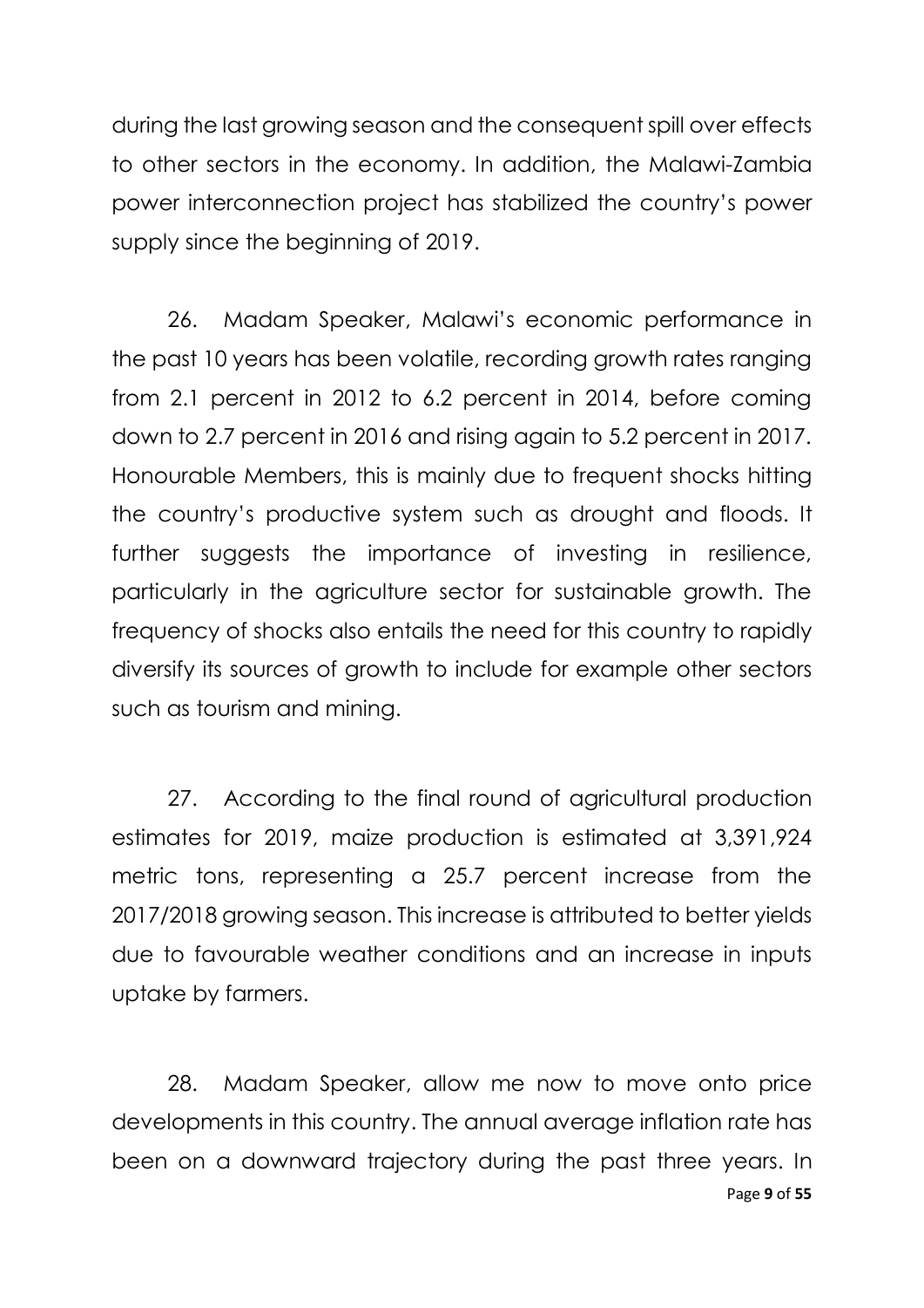during the last growing season and the consequent spill over effects to other sectors in the economy. In addition, the Malawi-Zambia power interconnection project has stabilized the country's power supply since the beginning of 2019.

26. Madam Speaker, Malawi's economic performance in the past 10 years has been volatile, recording growth rates ranging from 2.1 percent in 2012 to 6.2 percent in 2014, before coming down to 2.7 percent in 2016 and rising again to 5.2 percent in 2017. Honourable Members, this is mainly due to frequent shocks hitting the country's productive system such as drought and floods. It further suggests the importance of investing in resilience, particularly in the agriculture sector for sustainable growth. The frequency of shocks also entails the need for this country to rapidly diversify its sources of growth to include for example other sectors such as tourism and mining.

27. According to the final round of agricultural production estimates for 2019, maize production is estimated at 3,391,924 metric tons, representing a 25.7 percent increase from the 2017/2018 growing season. This increase is attributed to better yields due to favourable weather conditions and an increase in inputs uptake by farmers.

28. Madam Speaker, allow me now to move onto price developments in this country. The annual average inflation rate has been on a downward trajectory during the past three years. In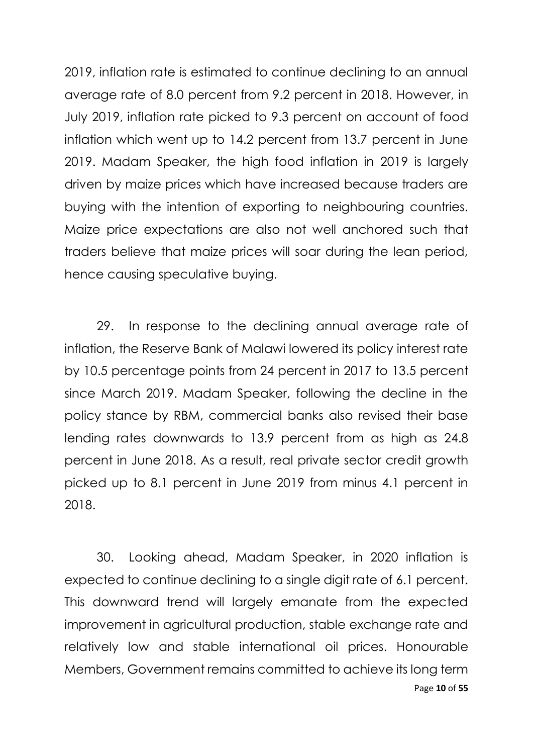2019, inflation rate is estimated to continue declining to an annual average rate of 8.0 percent from 9.2 percent in 2018. However, in July 2019, inflation rate picked to 9.3 percent on account of food inflation which went up to 14.2 percent from 13.7 percent in June 2019. Madam Speaker, the high food inflation in 2019 is largely driven by maize prices which have increased because traders are buying with the intention of exporting to neighbouring countries. Maize price expectations are also not well anchored such that traders believe that maize prices will soar during the lean period, hence causing speculative buying.

29. In response to the declining annual average rate of inflation, the Reserve Bank of Malawi lowered its policy interest rate by 10.5 percentage points from 24 percent in 2017 to 13.5 percent since March 2019. Madam Speaker, following the decline in the policy stance by RBM, commercial banks also revised their base lending rates downwards to 13.9 percent from as high as 24.8 percent in June 2018. As a result, real private sector credit growth picked up to 8.1 percent in June 2019 from minus 4.1 percent in 2018.

30. Looking ahead, Madam Speaker, in 2020 inflation is expected to continue declining to a single digit rate of 6.1 percent. This downward trend will largely emanate from the expected improvement in agricultural production, stable exchange rate and relatively low and stable international oil prices. Honourable Members, Government remains committed to achieve its long term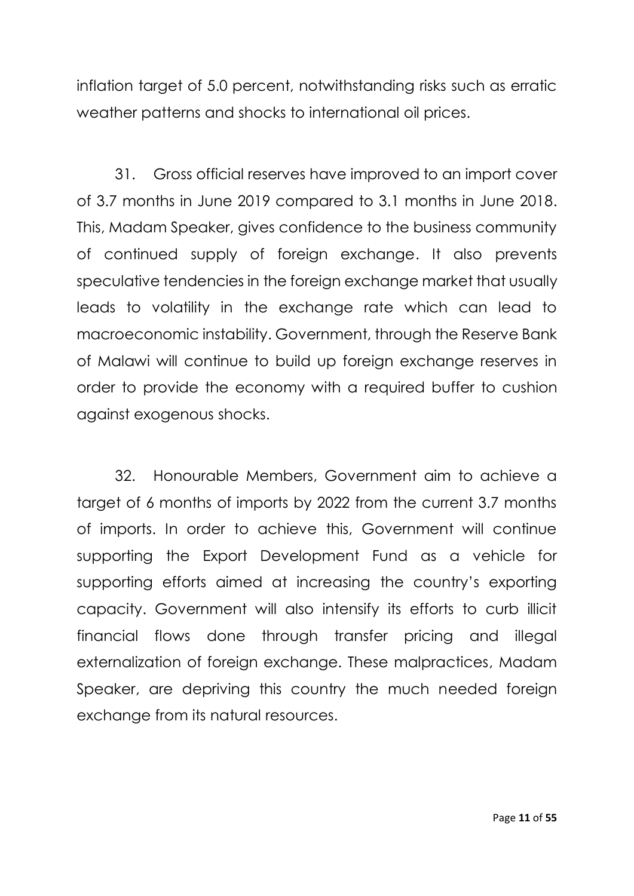inflation target of 5.0 percent, notwithstanding risks such as erratic weather patterns and shocks to international oil prices.

31. Gross official reserves have improved to an import cover of 3.7 months in June 2019 compared to 3.1 months in June 2018. This, Madam Speaker, gives confidence to the business community of continued supply of foreign exchange. It also prevents speculative tendencies in the foreign exchange market that usually leads to volatility in the exchange rate which can lead to macroeconomic instability. Government, through the Reserve Bank of Malawi will continue to build up foreign exchange reserves in order to provide the economy with a required buffer to cushion against exogenous shocks.

32. Honourable Members, Government aim to achieve a target of 6 months of imports by 2022 from the current 3.7 months of imports. In order to achieve this, Government will continue supporting the Export Development Fund as a vehicle for supporting efforts aimed at increasing the country's exporting capacity. Government will also intensify its efforts to curb illicit financial flows done through transfer pricing and illegal externalization of foreign exchange. These malpractices, Madam Speaker, are depriving this country the much needed foreign exchange from its natural resources.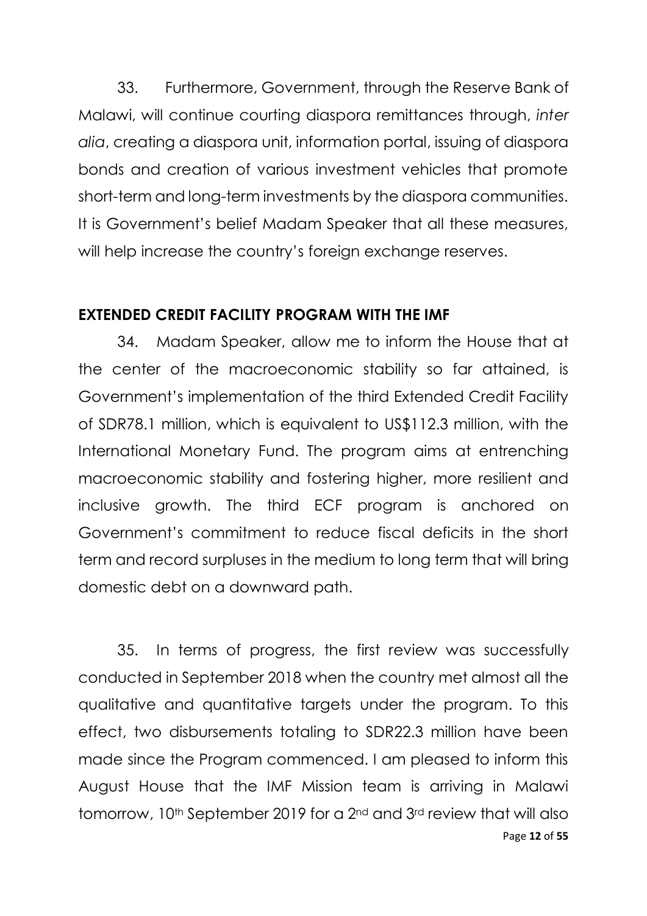33. Furthermore, Government, through the Reserve Bank of Malawi, will continue courting diaspora remittances through, *inter alia*, creating a diaspora unit, information portal, issuing of diaspora bonds and creation of various investment vehicles that promote short-term and long-term investments by the diaspora communities. It is Government's belief Madam Speaker that all these measures, will help increase the country's foreign exchange reserves.

## EXTENDED CREDIT FACILITY PROGRAM WITH THE IMF

34. Madam Speaker, allow me to inform the House that at the center of the macroeconomic stability so far attained, is Government's implementation of the third Extended Credit Facility of SDR78.1 million, which is equivalent to US$112.3 million, with the International Monetary Fund. The program aims at entrenching macroeconomic stability and fostering higher, more resilient and inclusive growth. The third ECF program is anchored on Government's commitment to reduce fiscal deficits in the short term and record surpluses in the medium to long term that will bring domestic debt on a downward path.

35. In terms of progress, the first review was successfully conducted in September 2018 when the country met almost all the qualitative and quantitative targets under the program. To this effect, two disbursements totaling to SDR22.3 million have been made since the Program commenced. I am pleased to inform this August House that the IMF Mission team is arriving in Malawi tomorrow, 10th September 2019 for a 2nd and 3rd review that will also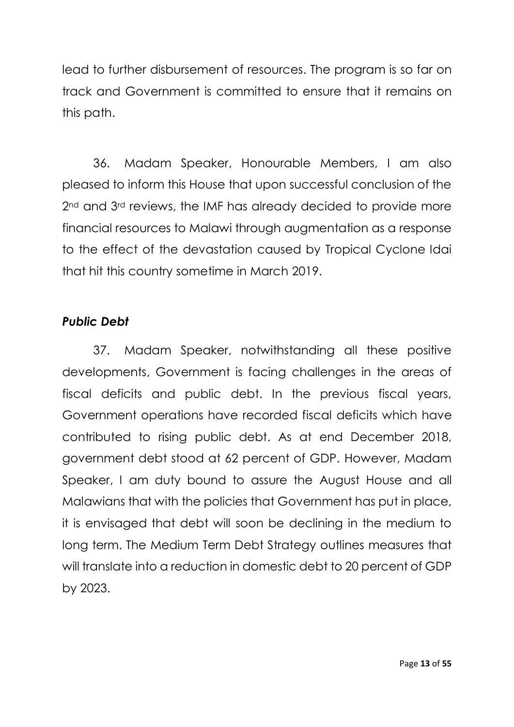lead to further disbursement of resources. The program is so far on track and Government is committed to ensure that it remains on this path.

36. Madam Speaker, Honourable Members, I am also pleased to inform this House that upon successful conclusion of the 2nd and 3rd reviews, the IMF has already decided to provide more financial resources to Malawi through augmentation as a response to the effect of the devastation caused by Tropical Cyclone Idai that hit this country sometime in March 2019.

### *Public Debt*

37. Madam Speaker, notwithstanding all these positive developments, Government is facing challenges in the areas of fiscal deficits and public debt. In the previous fiscal years, Government operations have recorded fiscal deficits which have contributed to rising public debt. As at end December 2018, government debt stood at 62 percent of GDP. However, Madam Speaker, I am duty bound to assure the August House and all Malawians that with the policies that Government has put in place, it is envisaged that debt will soon be declining in the medium to long term. The Medium Term Debt Strategy outlines measures that will translate into a reduction in domestic debt to 20 percent of GDP by 2023.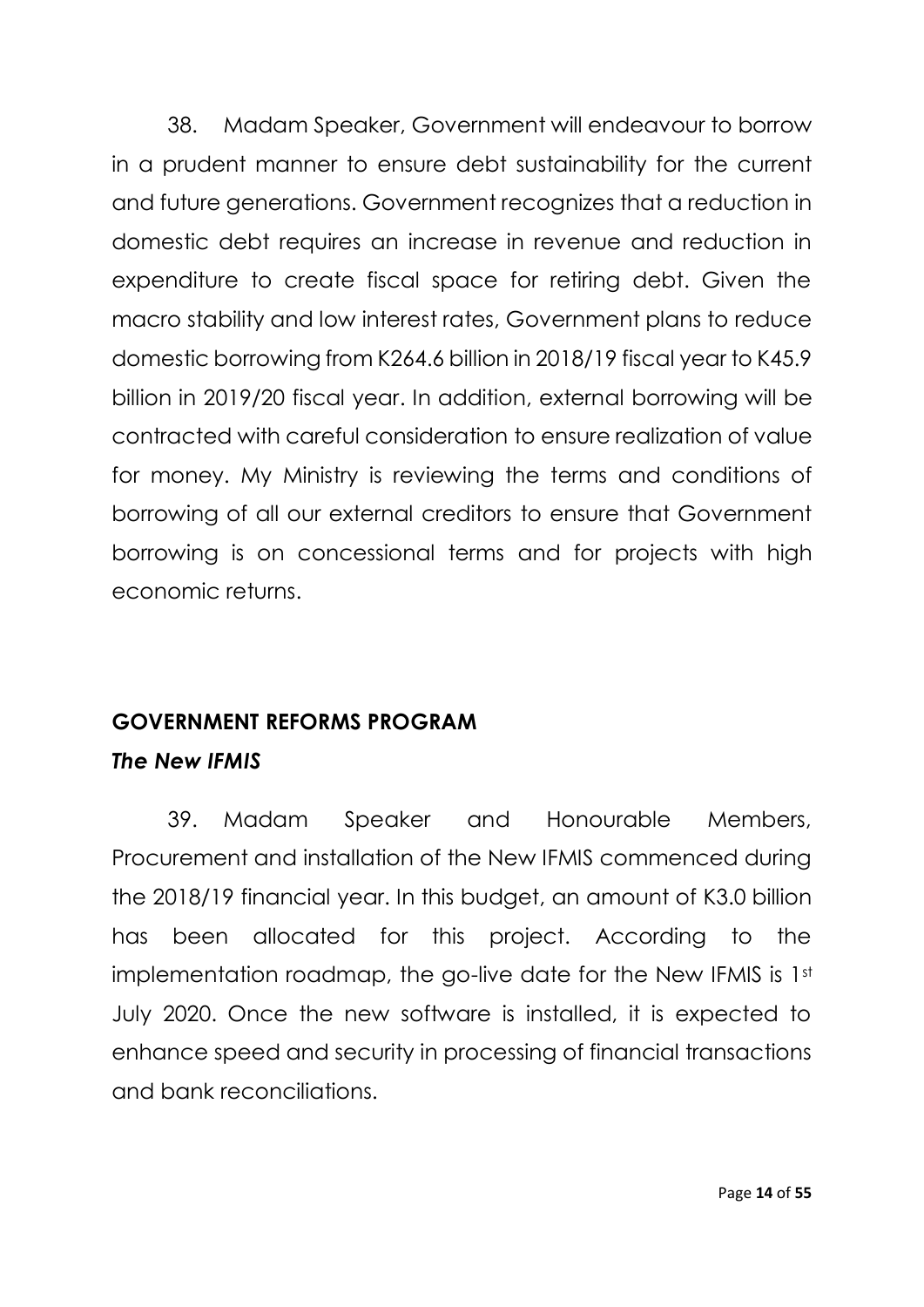38. Madam Speaker, Government will endeavour to borrow in a prudent manner to ensure debt sustainability for the current and future generations. Government recognizes that a reduction in domestic debt requires an increase in revenue and reduction in expenditure to create fiscal space for retiring debt. Given the macro stability and low interest rates, Government plans to reduce domestic borrowing from K264.6 billion in 2018/19 fiscal year to K45.9 billion in 2019/20 fiscal year. In addition, external borrowing will be contracted with careful consideration to ensure realization of value for money. My Ministry is reviewing the terms and conditions of borrowing of all our external creditors to ensure that Government borrowing is on concessional terms and for projects with high economic returns.

## GOVERNMENT REFORMS PROGRAM

### *The New IFMIS*

39. Madam Speaker and Honourable Members, Procurement and installation of the New IFMIS commenced during the 2018/19 financial year. In this budget, an amount of K3.0 billion has been allocated for this project. According to the implementation roadmap, the go-live date for the New IFMIS is 1st July 2020. Once the new software is installed, it is expected to enhance speed and security in processing of financial transactions and bank reconciliations.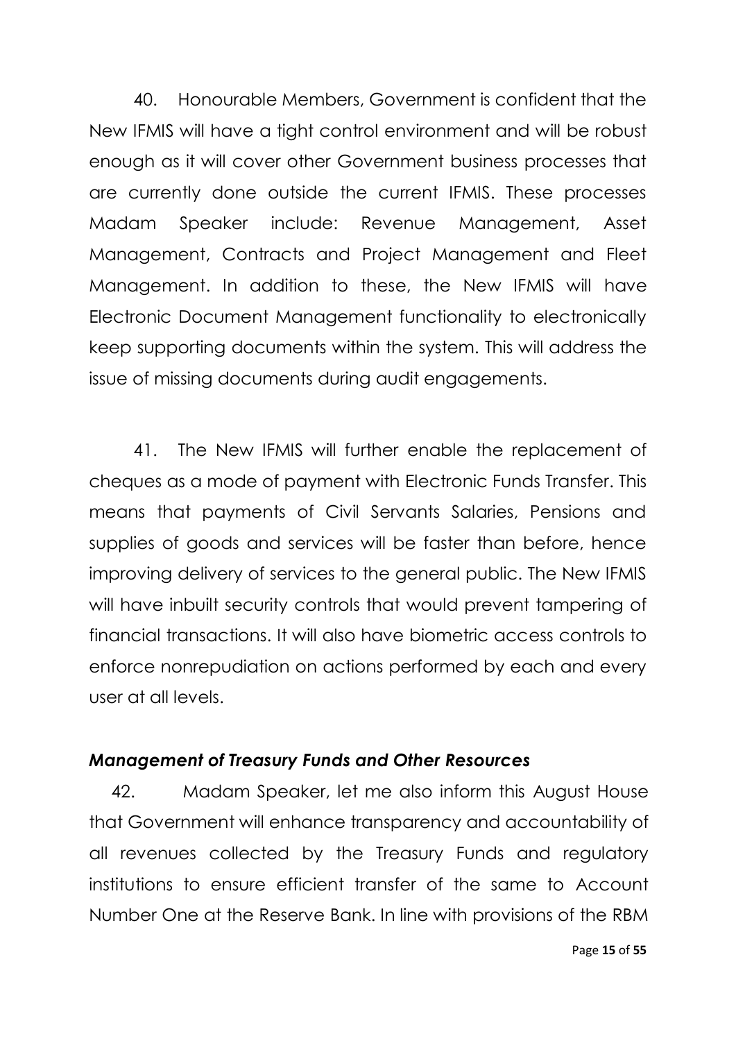40. Honourable Members, Government is confident that the New IFMIS will have a tight control environment and will be robust enough as it will cover other Government business processes that are currently done outside the current IFMIS. These processes Madam Speaker include: Revenue Management, Asset Management, Contracts and Project Management and Fleet Management. In addition to these, the New IFMIS will have Electronic Document Management functionality to electronically keep supporting documents within the system. This will address the issue of missing documents during audit engagements.

41. The New IFMIS will further enable the replacement of cheques as a mode of payment with Electronic Funds Transfer. This means that payments of Civil Servants Salaries, Pensions and supplies of goods and services will be faster than before, hence improving delivery of services to the general public. The New IFMIS will have inbuilt security controls that would prevent tampering of financial transactions. It will also have biometric access controls to enforce nonrepudiation on actions performed by each and every user at all levels.

### *Management of Treasury Funds and Other Resources*

42. Madam Speaker, let me also inform this August House that Government will enhance transparency and accountability of all revenues collected by the Treasury Funds and regulatory institutions to ensure efficient transfer of the same to Account Number One at the Reserve Bank. In line with provisions of the RBM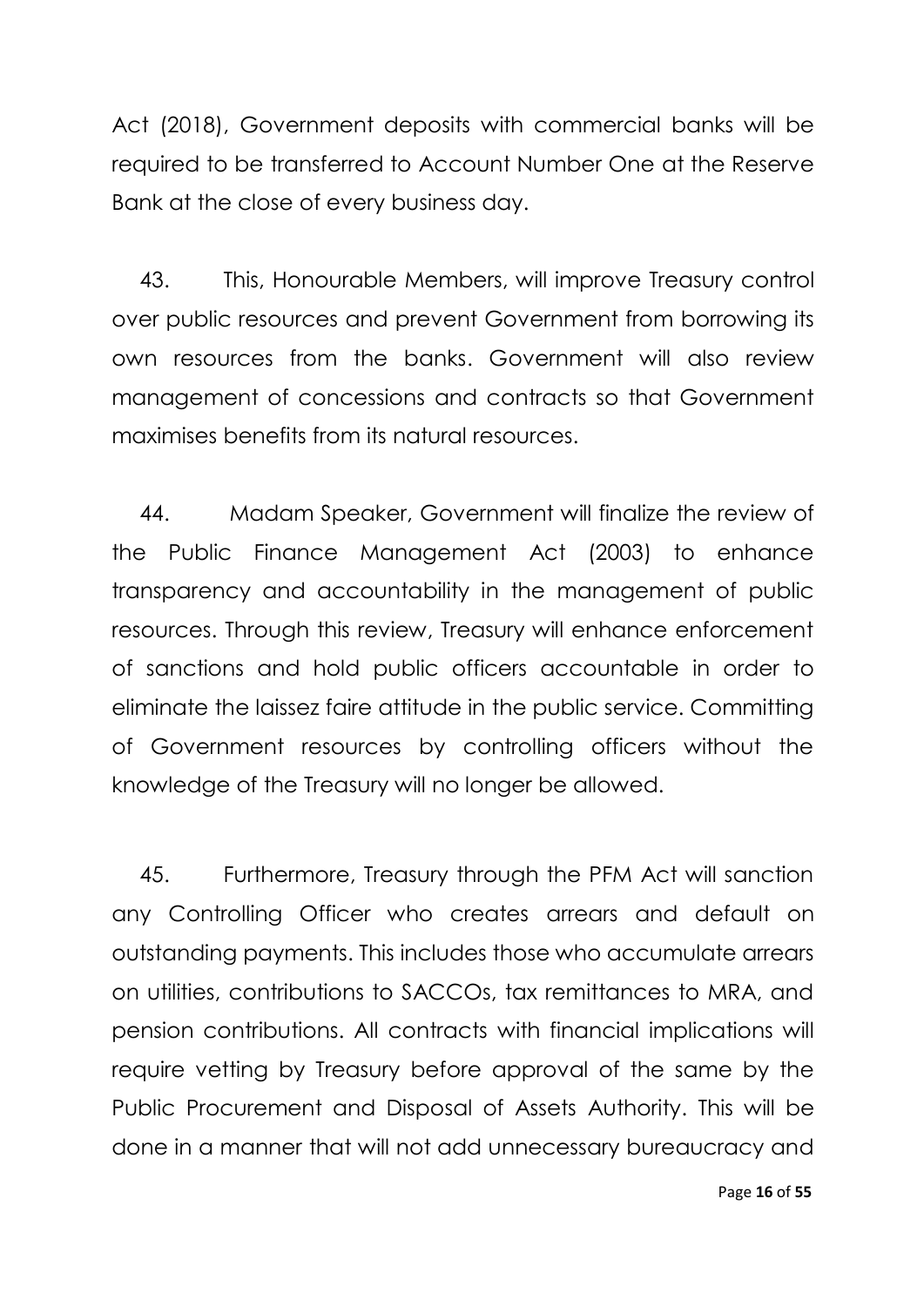Act (2018), Government deposits with commercial banks will be required to be transferred to Account Number One at the Reserve Bank at the close of every business day.

43. This, Honourable Members, will improve Treasury control over public resources and prevent Government from borrowing its own resources from the banks. Government will also review management of concessions and contracts so that Government maximises benefits from its natural resources.

44. Madam Speaker, Government will finalize the review of the Public Finance Management Act (2003) to enhance transparency and accountability in the management of public resources. Through this review, Treasury will enhance enforcement of sanctions and hold public officers accountable in order to eliminate the laissez faire attitude in the public service. Committing of Government resources by controlling officers without the knowledge of the Treasury will no longer be allowed.

45. Furthermore, Treasury through the PFM Act will sanction any Controlling Officer who creates arrears and default on outstanding payments. This includes those who accumulate arrears on utilities, contributions to SACCOs, tax remittances to MRA, and pension contributions. All contracts with financial implications will require vetting by Treasury before approval of the same by the Public Procurement and Disposal of Assets Authority. This will be done in a manner that will not add unnecessary bureaucracy and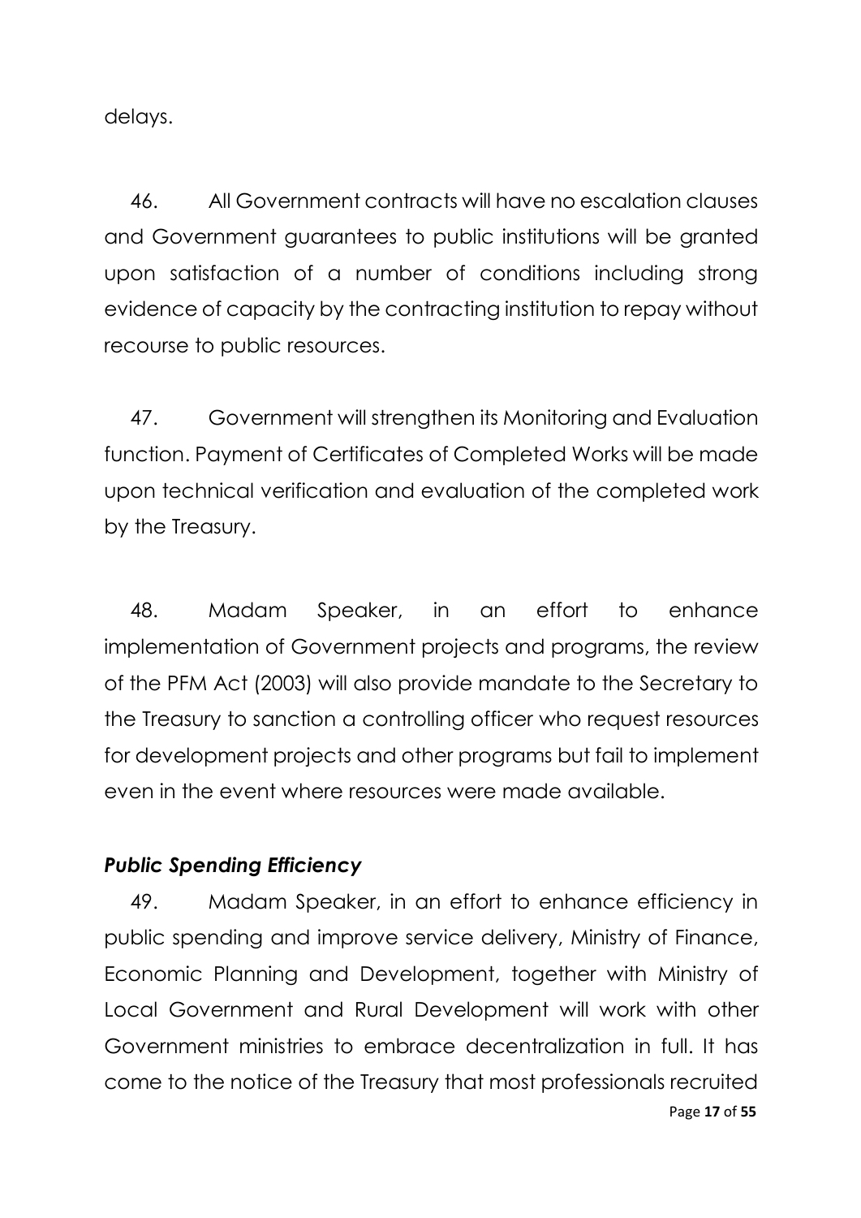delays.

46. All Government contracts will have no escalation clauses and Government guarantees to public institutions will be granted upon satisfaction of a number of conditions including strong evidence of capacity by the contracting institution to repay without recourse to public resources.

47. Government will strengthen its Monitoring and Evaluation function. Payment of Certificates of Completed Works will be made upon technical verification and evaluation of the completed work by the Treasury.

48. Madam Speaker, in an effort to enhance implementation of Government projects and programs, the review of the PFM Act (2003) will also provide mandate to the Secretary to the Treasury to sanction a controlling officer who request resources for development projects and other programs but fail to implement even in the event where resources were made available.

### *Public Spending Efficiency*

49. Madam Speaker, in an effort to enhance efficiency in public spending and improve service delivery, Ministry of Finance, Economic Planning and Development, together with Ministry of Local Government and Rural Development will work with other Government ministries to embrace decentralization in full. It has come to the notice of the Treasury that most professionals recruited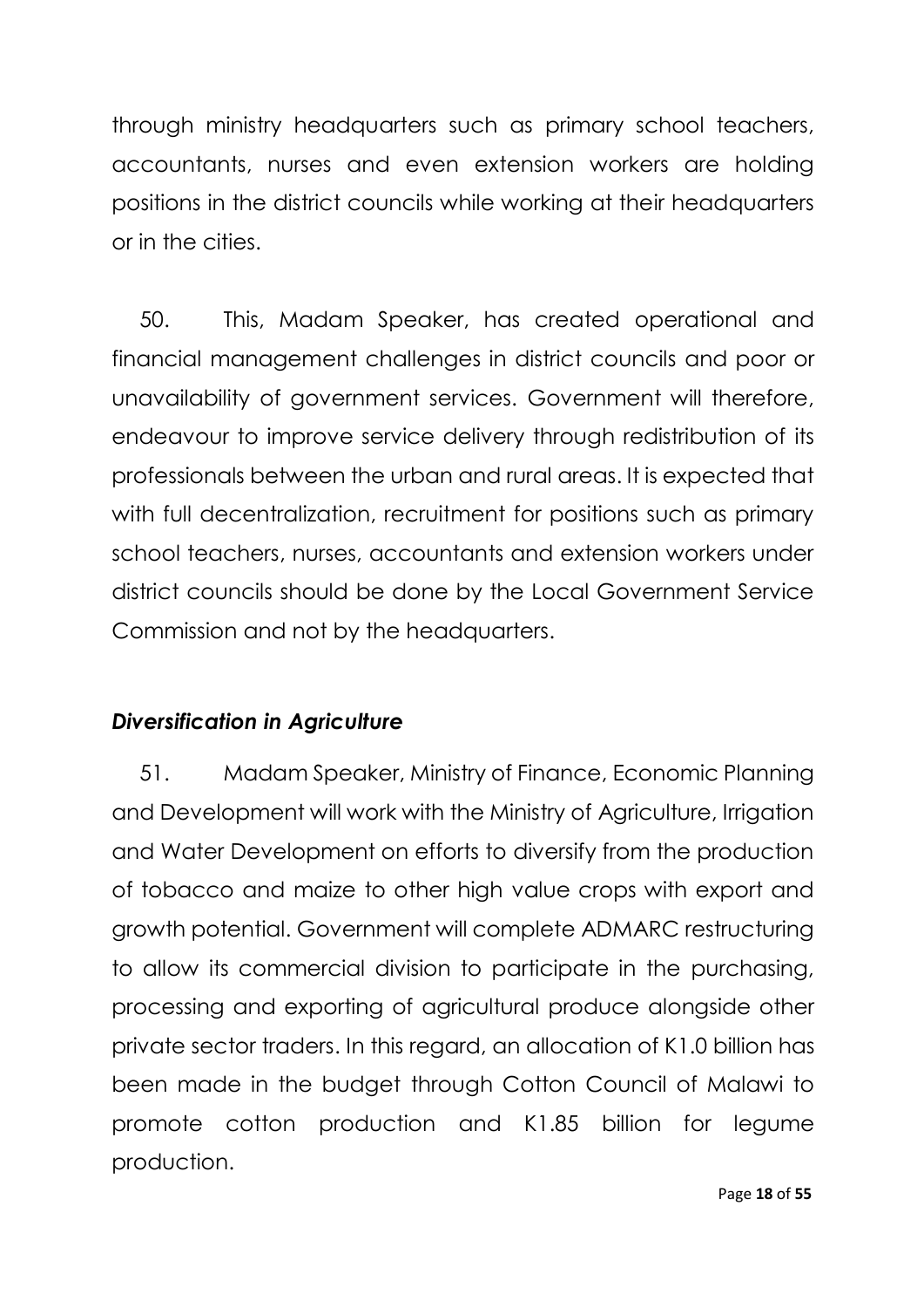through ministry headquarters such as primary school teachers, accountants, nurses and even extension workers are holding positions in the district councils while working at their headquarters or in the cities.

50. This, Madam Speaker, has created operational and financial management challenges in district councils and poor or unavailability of government services. Government will therefore, endeavour to improve service delivery through redistribution of its professionals between the urban and rural areas. It is expected that with full decentralization, recruitment for positions such as primary school teachers, nurses, accountants and extension workers under district councils should be done by the Local Government Service Commission and not by the headquarters.

### *Diversification in Agriculture*

51. Madam Speaker, Ministry of Finance, Economic Planning and Development will work with the Ministry of Agriculture, Irrigation and Water Development on efforts to diversify from the production of tobacco and maize to other high value crops with export and growth potential. Government will complete ADMARC restructuring to allow its commercial division to participate in the purchasing, processing and exporting of agricultural produce alongside other private sector traders. In this regard, an allocation of K1.0 billion has been made in the budget through Cotton Council of Malawi to promote cotton production and K1.85 billion for legume production.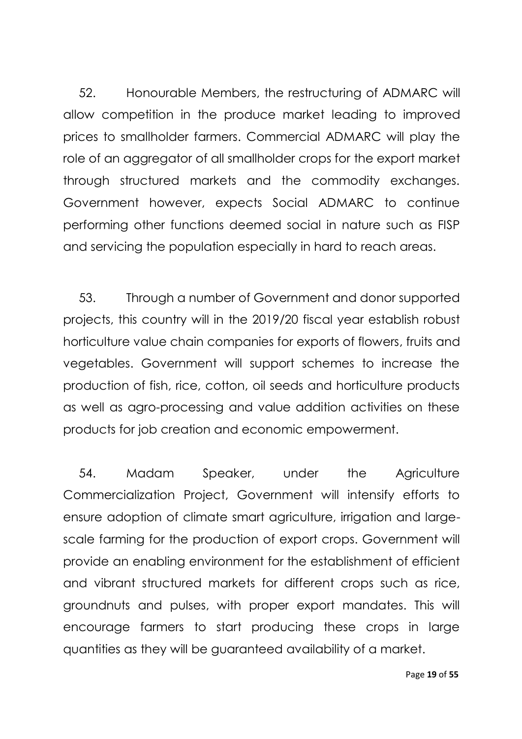52. Honourable Members, the restructuring of ADMARC will allow competition in the produce market leading to improved prices to smallholder farmers. Commercial ADMARC will play the role of an aggregator of all smallholder crops for the export market through structured markets and the commodity exchanges. Government however, expects Social ADMARC to continue performing other functions deemed social in nature such as FISP and servicing the population especially in hard to reach areas.

53. Through a number of Government and donor supported projects, this country will in the 2019/20 fiscal year establish robust horticulture value chain companies for exports of flowers, fruits and vegetables. Government will support schemes to increase the production of fish, rice, cotton, oil seeds and horticulture products as well as agro-processing and value addition activities on these products for job creation and economic empowerment.

54. Madam Speaker, under the Agriculture Commercialization Project, Government will intensify efforts to ensure adoption of climate smart agriculture, irrigation and large-scale farming for the production of export crops. Government will provide an enabling environment for the establishment of efficient and vibrant structured markets for different crops such as rice, groundnuts and pulses, with proper export mandates. This will encourage farmers to start producing these crops in large quantities as they will be guaranteed availability of a market.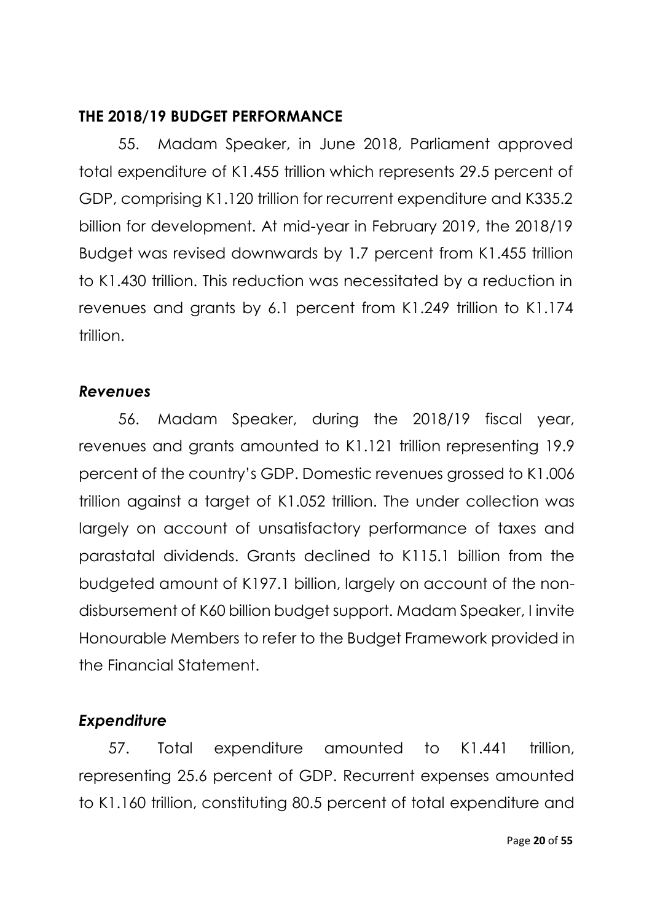## THE 2018/19 BUDGET PERFORMANCE

55. Madam Speaker, in June 2018, Parliament approved total expenditure of K1.455 trillion which represents 29.5 percent of GDP, comprising K1.120 trillion for recurrent expenditure and K335.2 billion for development. At mid-year in February 2019, the 2018/19 Budget was revised downwards by 1.7 percent from K1.455 trillion to K1.430 trillion. This reduction was necessitated by a reduction in revenues and grants by 6.1 percent from K1.249 trillion to K1.174 trillion.

### *Revenues*

56. Madam Speaker, during the 2018/19 fiscal year, revenues and grants amounted to K1.121 trillion representing 19.9 percent of the country's GDP. Domestic revenues grossed to K1.006 trillion against a target of K1.052 trillion. The under collection was largely on account of unsatisfactory performance of taxes and parastatal dividends. Grants declined to K115.1 billion from the budgeted amount of K197.1 billion, largely on account of the non-disbursement of K60 billion budget support. Madam Speaker, I invite Honourable Members to refer to the Budget Framework provided in the Financial Statement.

### *Expenditure*

57. Total expenditure amounted to K1.441 trillion, representing 25.6 percent of GDP. Recurrent expenses amounted to K1.160 trillion, constituting 80.5 percent of total expenditure and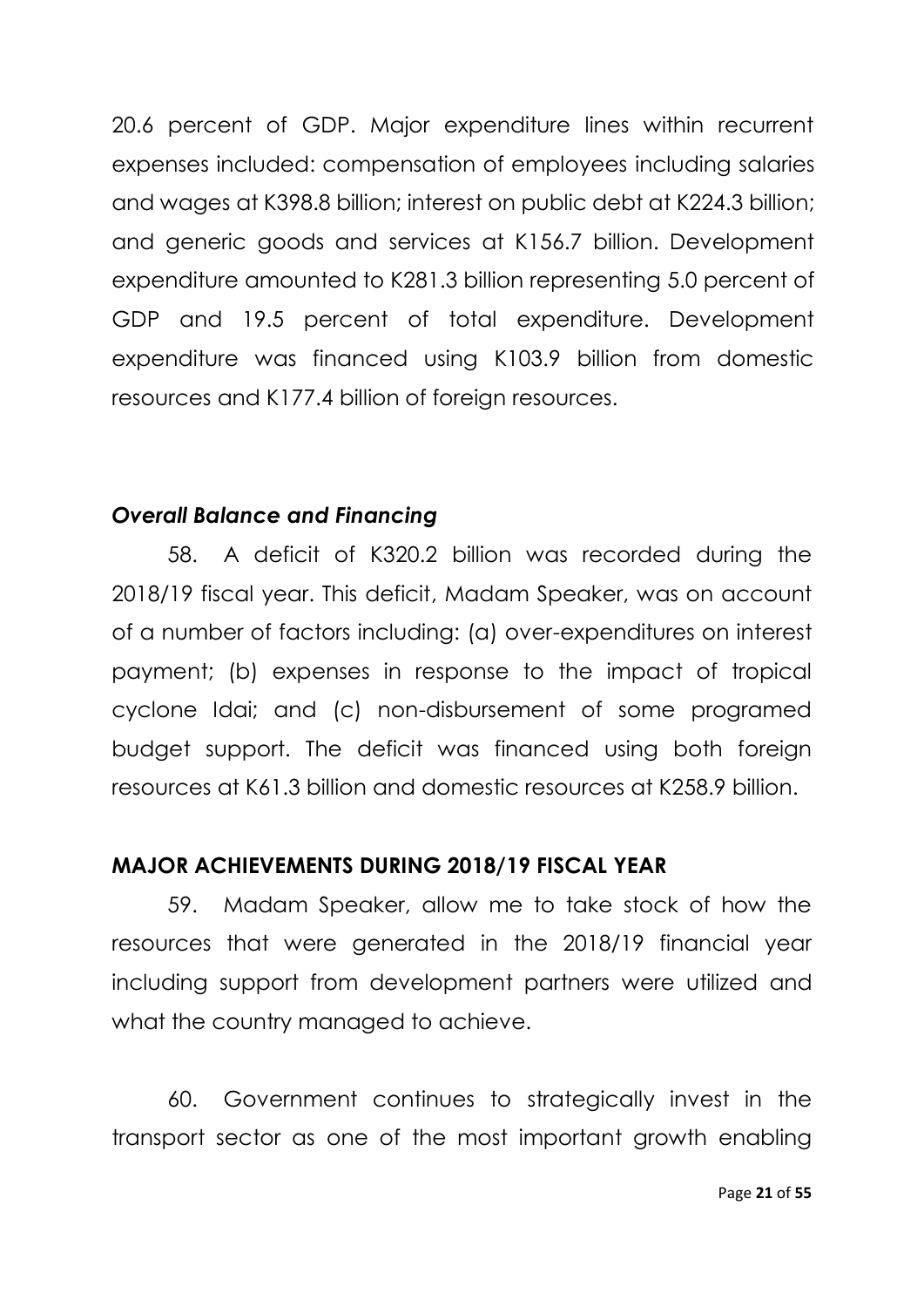20.6 percent of GDP. Major expenditure lines within recurrent expenses included: compensation of employees including salaries and wages at K398.8 billion; interest on public debt at K224.3 billion; and generic goods and services at K156.7 billion. Development expenditure amounted to K281.3 billion representing 5.0 percent of GDP and 19.5 percent of total expenditure. Development expenditure was financed using K103.9 billion from domestic resources and K177.4 billion of foreign resources.

### *Overall Balance and Financing*

58. A deficit of K320.2 billion was recorded during the 2018/19 fiscal year. This deficit, Madam Speaker, was on account of a number of factors including: (a) over-expenditures on interest payment; (b) expenses in response to the impact of tropical cyclone Idai; and (c) non-disbursement of some programed budget support. The deficit was financed using both foreign resources at K61.3 billion and domestic resources at K258.9 billion.

## MAJOR ACHIEVEMENTS DURING 2018/19 FISCAL YEAR

59. Madam Speaker, allow me to take stock of how the resources that were generated in the 2018/19 financial year including support from development partners were utilized and what the country managed to achieve.

60. Government continues to strategically invest in the transport sector as one of the most important growth enabling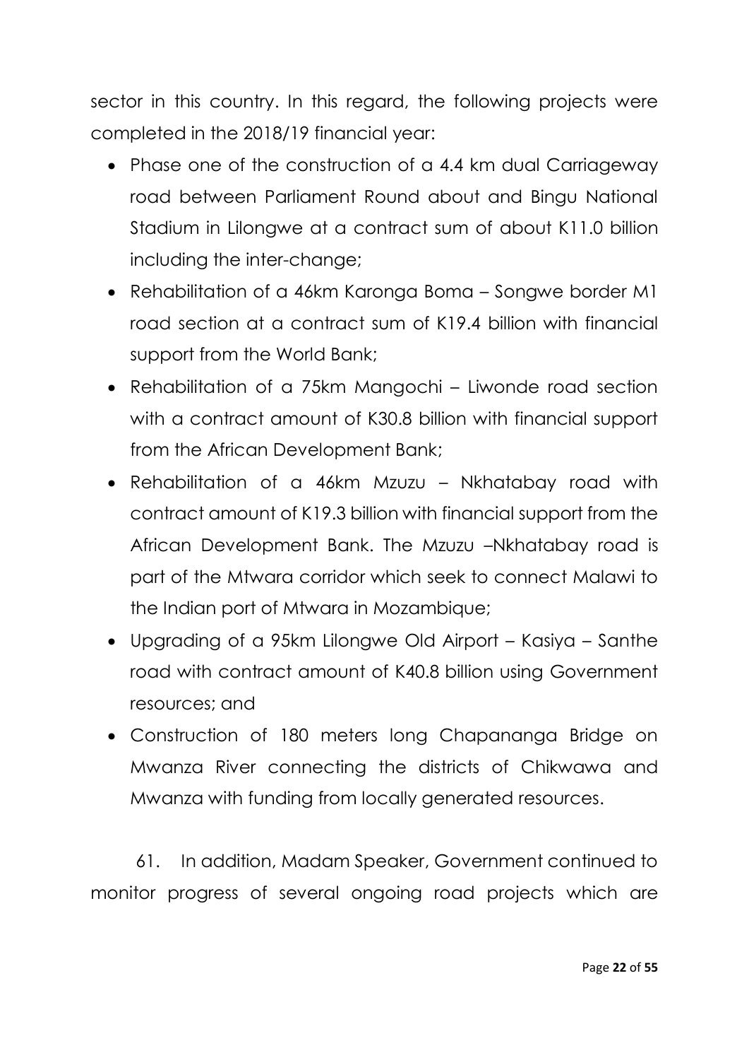sector in this country. In this regard, the following projects were completed in the 2018/19 financial year:

- Phase one of the construction of a 4.4 km dual Carriageway road between Parliament Round about and Bingu National Stadium in Lilongwe at a contract sum of about K11.0 billion including the inter-change;
- Rehabilitation of a 46km Karonga Boma – Songwe border M1 road section at a contract sum of K19.4 billion with financial support from the World Bank;
- Rehabilitation of a 75km Mangochi – Liwonde road section with a contract amount of K30.8 billion with financial support from the African Development Bank;
- Rehabilitation of a 46km Mzuzu – Nkhatabay road with contract amount of K19.3 billion with financial support from the African Development Bank. The Mzuzu –Nkhatabay road is part of the Mtwara corridor which seek to connect Malawi to the Indian port of Mtwara in Mozambique;
- Upgrading of a 95km Lilongwe Old Airport – Kasiya – Santhe road with contract amount of K40.8 billion using Government resources; and
- Construction of 180 meters long Chapananga Bridge on Mwanza River connecting the districts of Chikwawa and Mwanza with funding from locally generated resources.

61. In addition, Madam Speaker, Government continued to monitor progress of several ongoing road projects which are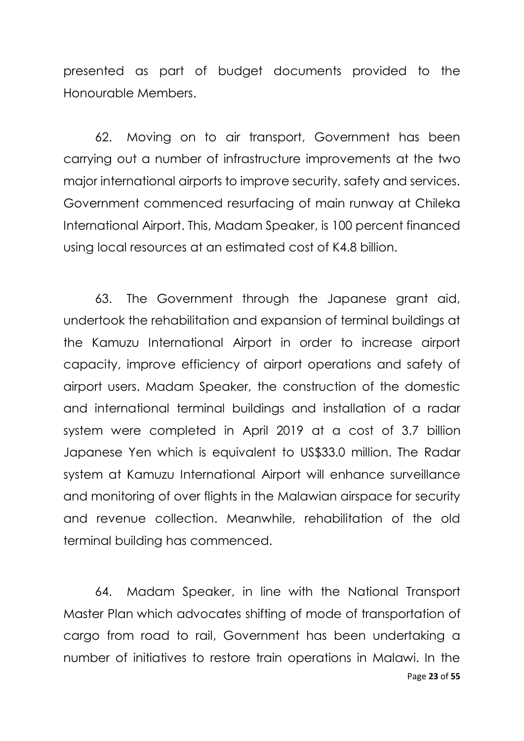presented as part of budget documents provided to the Honourable Members.

62. Moving on to air transport, Government has been carrying out a number of infrastructure improvements at the two major international airports to improve security, safety and services. Government commenced resurfacing of main runway at Chileka International Airport. This, Madam Speaker, is 100 percent financed using local resources at an estimated cost of K4.8 billion.

63. The Government through the Japanese grant aid, undertook the rehabilitation and expansion of terminal buildings at the Kamuzu International Airport in order to increase airport capacity, improve efficiency of airport operations and safety of airport users. Madam Speaker, the construction of the domestic and international terminal buildings and installation of a radar system were completed in April 2019 at a cost of 3.7 billion Japanese Yen which is equivalent to US$33.0 million. The Radar system at Kamuzu International Airport will enhance surveillance and monitoring of over flights in the Malawian airspace for security and revenue collection. Meanwhile, rehabilitation of the old terminal building has commenced.

64. Madam Speaker, in line with the National Transport Master Plan which advocates shifting of mode of transportation of cargo from road to rail, Government has been undertaking a number of initiatives to restore train operations in Malawi. In the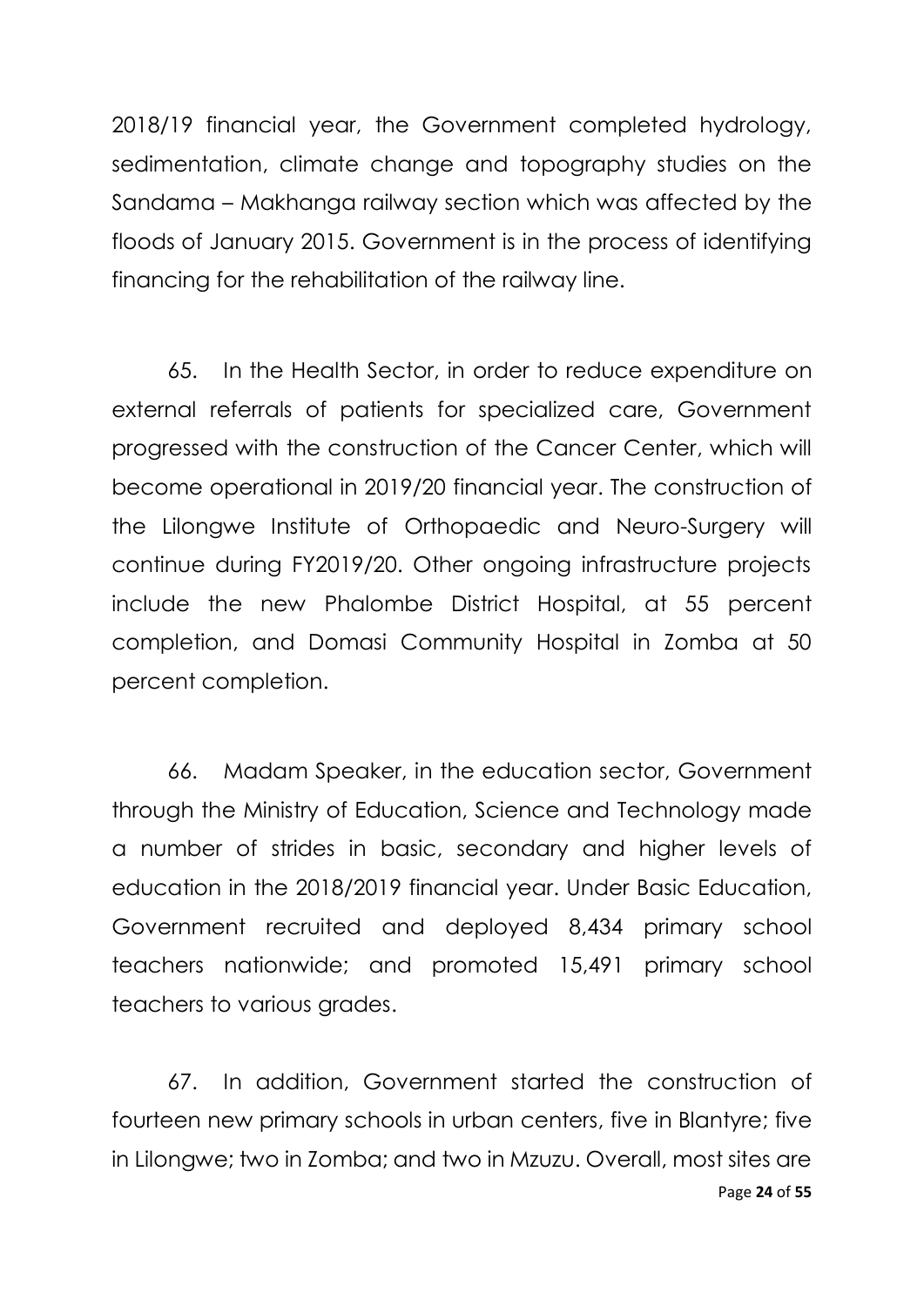2018/19 financial year, the Government completed hydrology, sedimentation, climate change and topography studies on the Sandama – Makhanga railway section which was affected by the floods of January 2015. Government is in the process of identifying financing for the rehabilitation of the railway line.

65. In the Health Sector, in order to reduce expenditure on external referrals of patients for specialized care, Government progressed with the construction of the Cancer Center, which will become operational in 2019/20 financial year. The construction of the Lilongwe Institute of Orthopaedic and Neuro-Surgery will continue during FY2019/20. Other ongoing infrastructure projects include the new Phalombe District Hospital, at 55 percent completion, and Domasi Community Hospital in Zomba at 50 percent completion.

66. Madam Speaker, in the education sector, Government through the Ministry of Education, Science and Technology made a number of strides in basic, secondary and higher levels of education in the 2018/2019 financial year. Under Basic Education, Government recruited and deployed 8,434 primary school teachers nationwide; and promoted 15,491 primary school teachers to various grades.

67. In addition, Government started the construction of fourteen new primary schools in urban centers, five in Blantyre; five in Lilongwe; two in Zomba; and two in Mzuzu. Overall, most sites are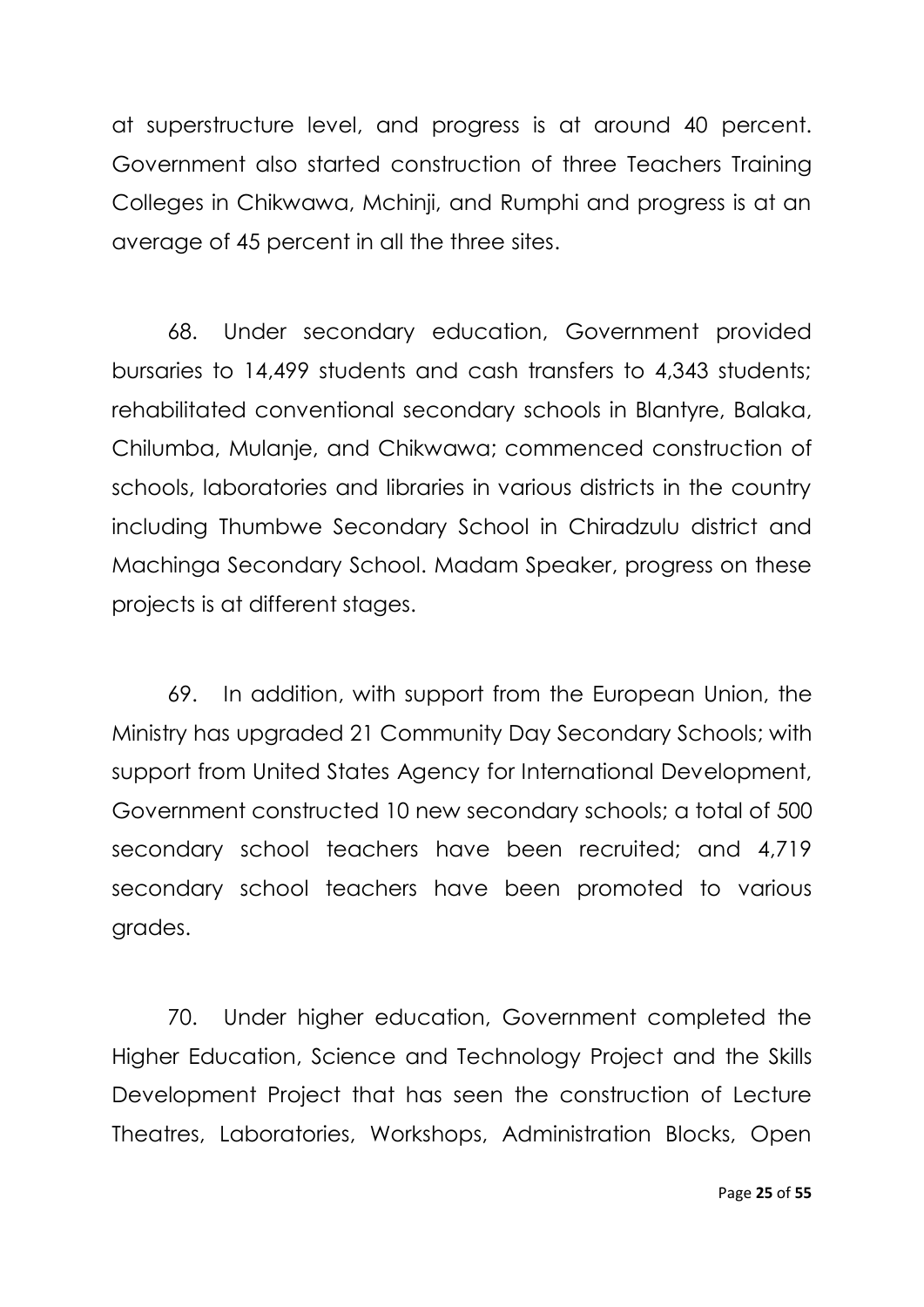at superstructure level, and progress is at around 40 percent. Government also started construction of three Teachers Training Colleges in Chikwawa, Mchinji, and Rumphi and progress is at an average of 45 percent in all the three sites.

68. Under secondary education, Government provided bursaries to 14,499 students and cash transfers to 4,343 students; rehabilitated conventional secondary schools in Blantyre, Balaka, Chilumba, Mulanje, and Chikwawa; commenced construction of schools, laboratories and libraries in various districts in the country including Thumbwe Secondary School in Chiradzulu district and Machinga Secondary School. Madam Speaker, progress on these projects is at different stages.

69. In addition, with support from the European Union, the Ministry has upgraded 21 Community Day Secondary Schools; with support from United States Agency for International Development, Government constructed 10 new secondary schools; a total of 500 secondary school teachers have been recruited; and 4,719 secondary school teachers have been promoted to various grades.

70. Under higher education, Government completed the Higher Education, Science and Technology Project and the Skills Development Project that has seen the construction of Lecture Theatres, Laboratories, Workshops, Administration Blocks, Open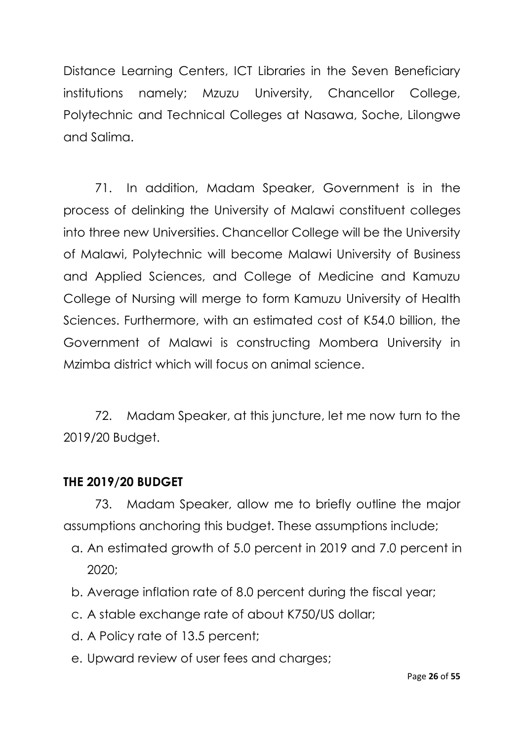Distance Learning Centers, ICT Libraries in the Seven Beneficiary institutions namely; Mzuzu University, Chancellor College, Polytechnic and Technical Colleges at Nasawa, Soche, Lilongwe and Salima.

71. In addition, Madam Speaker, Government is in the process of delinking the University of Malawi constituent colleges into three new Universities. Chancellor College will be the University of Malawi, Polytechnic will become Malawi University of Business and Applied Sciences, and College of Medicine and Kamuzu College of Nursing will merge to form Kamuzu University of Health Sciences. Furthermore, with an estimated cost of K54.0 billion, the Government of Malawi is constructing Mombera University in Mzimba district which will focus on animal science.

72. Madam Speaker, at this juncture, let me now turn to the 2019/20 Budget.

## THE 2019/20 BUDGET

73. Madam Speaker, allow me to briefly outline the major assumptions anchoring this budget. These assumptions include;

a. An estimated growth of 5.0 percent in 2019 and 7.0 percent in 2020;
b. Average inflation rate of 8.0 percent during the fiscal year;
c. A stable exchange rate of about K750/US dollar;
d. A Policy rate of 13.5 percent;
e. Upward review of user fees and charges;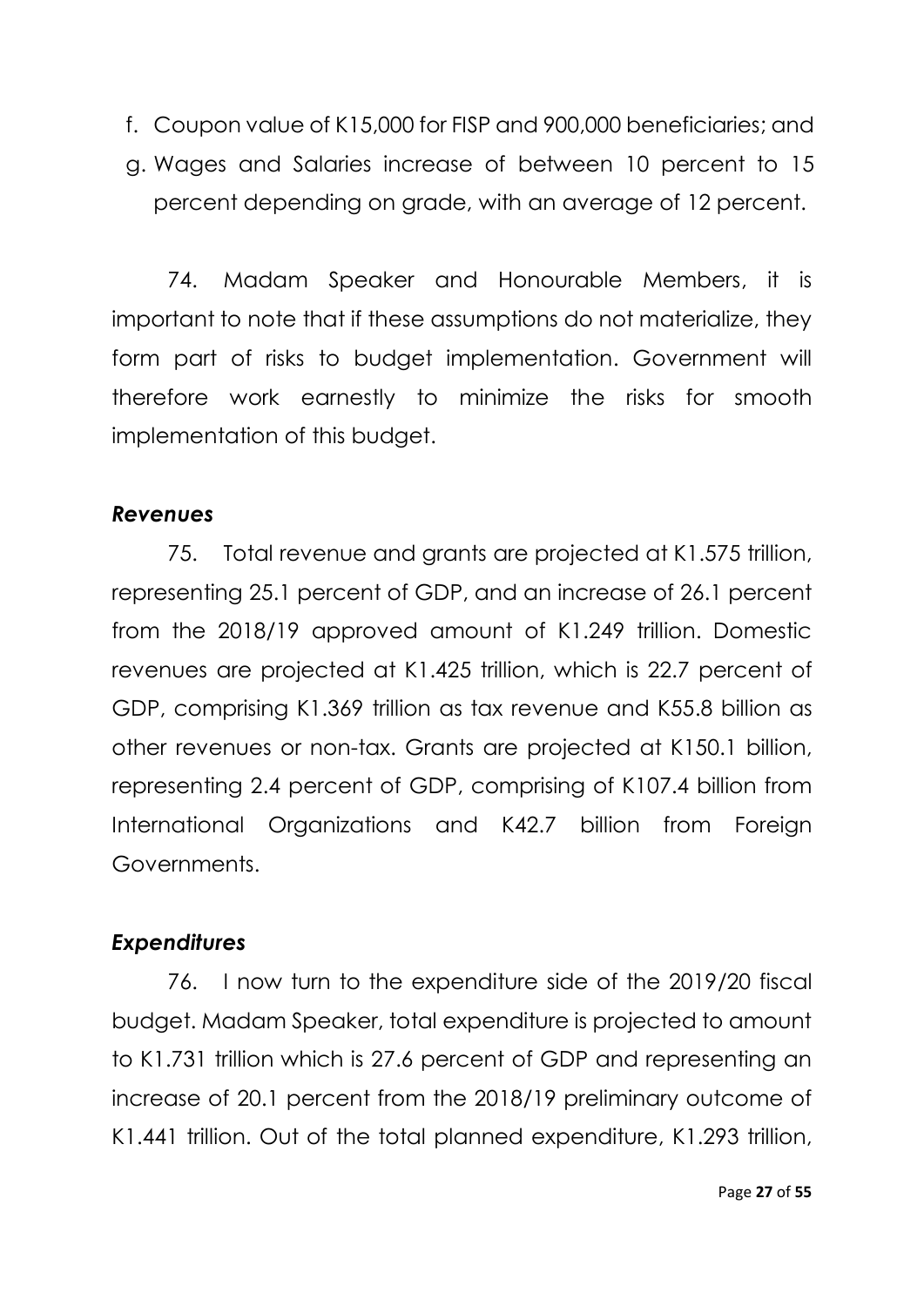f. Coupon value of K15,000 for FISP and 900,000 beneficiaries; and
g. Wages and Salaries increase of between 10 percent to 15 percent depending on grade, with an average of 12 percent.

74. Madam Speaker and Honourable Members, it is important to note that if these assumptions do not materialize, they form part of risks to budget implementation. Government will therefore work earnestly to minimize the risks for smooth implementation of this budget.

### *Revenues*

75. Total revenue and grants are projected at K1.575 trillion, representing 25.1 percent of GDP, and an increase of 26.1 percent from the 2018/19 approved amount of K1.249 trillion. Domestic revenues are projected at K1.425 trillion, which is 22.7 percent of GDP, comprising K1.369 trillion as tax revenue and K55.8 billion as other revenues or non-tax. Grants are projected at K150.1 billion, representing 2.4 percent of GDP, comprising of K107.4 billion from International Organizations and K42.7 billion from Foreign Governments.

### *Expenditures*

76. I now turn to the expenditure side of the 2019/20 fiscal budget. Madam Speaker, total expenditure is projected to amount to K1.731 trillion which is 27.6 percent of GDP and representing an increase of 20.1 percent from the 2018/19 preliminary outcome of K1.441 trillion. Out of the total planned expenditure, K1.293 trillion,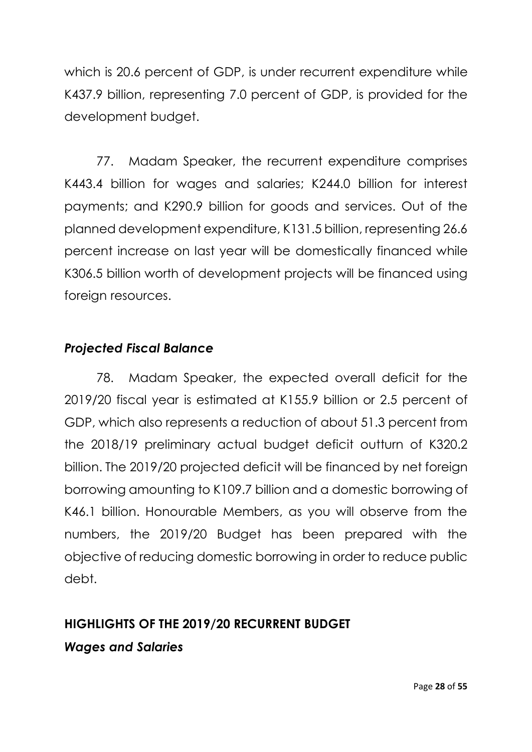which is 20.6 percent of GDP, is under recurrent expenditure while K437.9 billion, representing 7.0 percent of GDP, is provided for the development budget.

77. Madam Speaker, the recurrent expenditure comprises K443.4 billion for wages and salaries; K244.0 billion for interest payments; and K290.9 billion for goods and services. Out of the planned development expenditure, K131.5 billion, representing 26.6 percent increase on last year will be domestically financed while K306.5 billion worth of development projects will be financed using foreign resources.

### *Projected Fiscal Balance*

78. Madam Speaker, the expected overall deficit for the 2019/20 fiscal year is estimated at K155.9 billion or 2.5 percent of GDP, which also represents a reduction of about 51.3 percent from the 2018/19 preliminary actual budget deficit outturn of K320.2 billion. The 2019/20 projected deficit will be financed by net foreign borrowing amounting to K109.7 billion and a domestic borrowing of K46.1 billion. Honourable Members, as you will observe from the numbers, the 2019/20 Budget has been prepared with the objective of reducing domestic borrowing in order to reduce public debt.

## HIGHLIGHTS OF THE 2019/20 RECURRENT BUDGET

### *Wages and Salaries*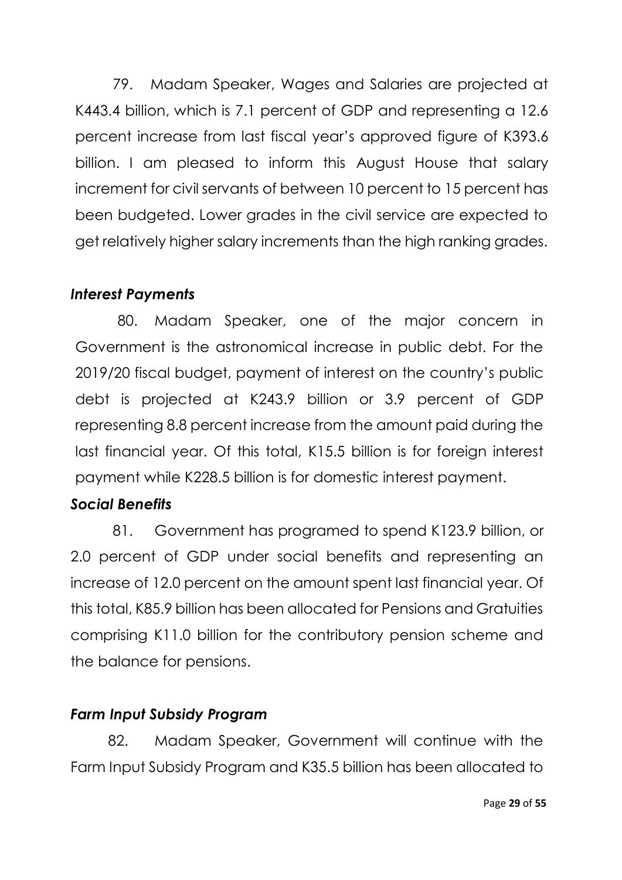79. Madam Speaker, Wages and Salaries are projected at K443.4 billion, which is 7.1 percent of GDP and representing a 12.6 percent increase from last fiscal year's approved figure of K393.6 billion. I am pleased to inform this August House that salary increment for civil servants of between 10 percent to 15 percent has been budgeted. Lower grades in the civil service are expected to get relatively higher salary increments than the high ranking grades.

### *Interest Payments*

80. Madam Speaker, one of the major concern in Government is the astronomical increase in public debt. For the 2019/20 fiscal budget, payment of interest on the country's public debt is projected at K243.9 billion or 3.9 percent of GDP representing 8.8 percent increase from the amount paid during the last financial year. Of this total, K15.5 billion is for foreign interest payment while K228.5 billion is for domestic interest payment.

### *Social Benefits*

81. Government has programed to spend K123.9 billion, or 2.0 percent of GDP under social benefits and representing an increase of 12.0 percent on the amount spent last financial year. Of this total, K85.9 billion has been allocated for Pensions and Gratuities comprising K11.0 billion for the contributory pension scheme and the balance for pensions.

### *Farm Input Subsidy Program*

82. Madam Speaker, Government will continue with the Farm Input Subsidy Program and K35.5 billion has been allocated to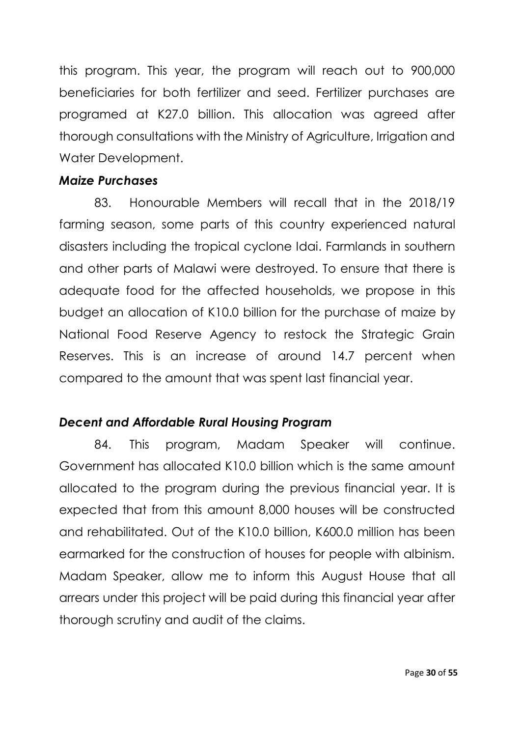this program. This year, the program will reach out to 900,000 beneficiaries for both fertilizer and seed. Fertilizer purchases are programed at K27.0 billion. This allocation was agreed after thorough consultations with the Ministry of Agriculture, Irrigation and Water Development.

### *Maize Purchases*

83. Honourable Members will recall that in the 2018/19 farming season, some parts of this country experienced natural disasters including the tropical cyclone Idai. Farmlands in southern and other parts of Malawi were destroyed. To ensure that there is adequate food for the affected households, we propose in this budget an allocation of K10.0 billion for the purchase of maize by National Food Reserve Agency to restock the Strategic Grain Reserves. This is an increase of around 14.7 percent when compared to the amount that was spent last financial year.

### *Decent and Affordable Rural Housing Program*

84. This program, Madam Speaker will continue. Government has allocated K10.0 billion which is the same amount allocated to the program during the previous financial year. It is expected that from this amount 8,000 houses will be constructed and rehabilitated. Out of the K10.0 billion, K600.0 million has been earmarked for the construction of houses for people with albinism. Madam Speaker, allow me to inform this August House that all arrears under this project will be paid during this financial year after thorough scrutiny and audit of the claims.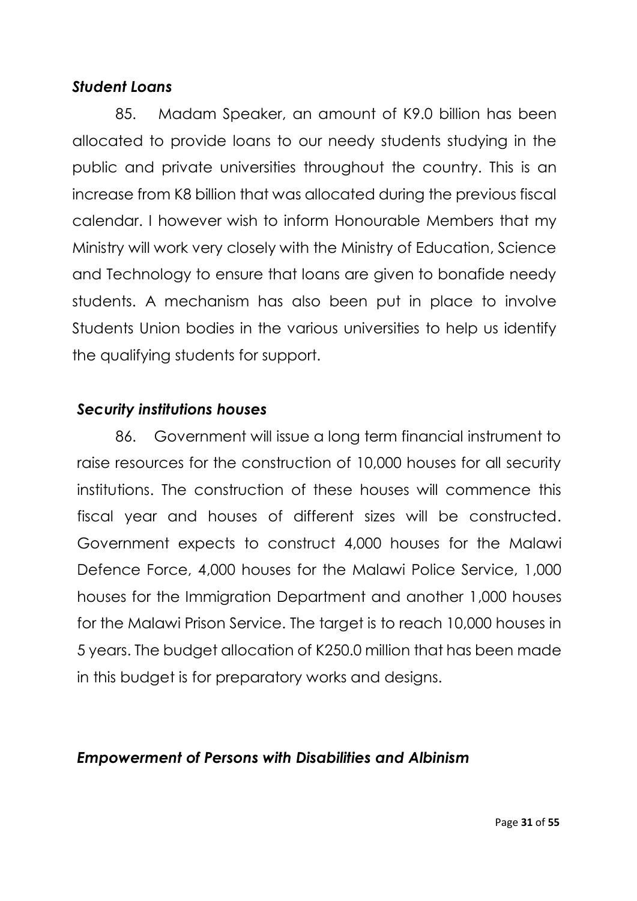### *Student Loans*

85. Madam Speaker, an amount of K9.0 billion has been allocated to provide loans to our needy students studying in the public and private universities throughout the country. This is an increase from K8 billion that was allocated during the previous fiscal calendar. I however wish to inform Honourable Members that my Ministry will work very closely with the Ministry of Education, Science and Technology to ensure that loans are given to bonafide needy students. A mechanism has also been put in place to involve Students Union bodies in the various universities to help us identify the qualifying students for support.

### *Security institutions houses*

86. Government will issue a long term financial instrument to raise resources for the construction of 10,000 houses for all security institutions. The construction of these houses will commence this fiscal year and houses of different sizes will be constructed. Government expects to construct 4,000 houses for the Malawi Defence Force, 4,000 houses for the Malawi Police Service, 1,000 houses for the Immigration Department and another 1,000 houses for the Malawi Prison Service. The target is to reach 10,000 houses in 5 years. The budget allocation of K250.0 million that has been made in this budget is for preparatory works and designs.

### *Empowerment of Persons with Disabilities and Albinism*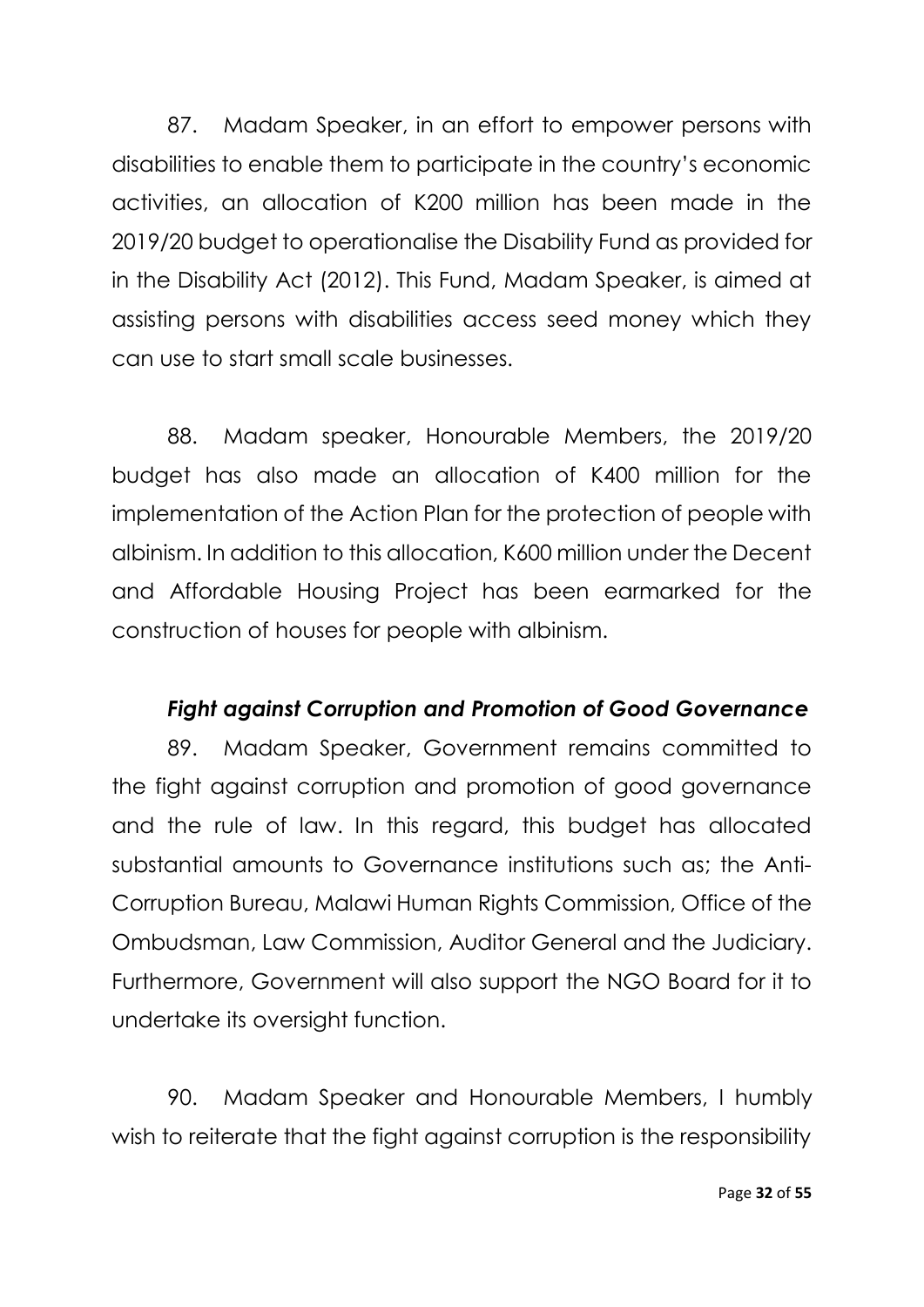87. Madam Speaker, in an effort to empower persons with disabilities to enable them to participate in the country's economic activities, an allocation of K200 million has been made in the 2019/20 budget to operationalise the Disability Fund as provided for in the Disability Act (2012). This Fund, Madam Speaker, is aimed at assisting persons with disabilities access seed money which they can use to start small scale businesses.

88. Madam speaker, Honourable Members, the 2019/20 budget has also made an allocation of K400 million for the implementation of the Action Plan for the protection of people with albinism. In addition to this allocation, K600 million under the Decent and Affordable Housing Project has been earmarked for the construction of houses for people with albinism.

***Fight against Corruption and Promotion of Good Governance***

89. Madam Speaker, Government remains committed to the fight against corruption and promotion of good governance and the rule of law. In this regard, this budget has allocated substantial amounts to Governance institutions such as; the Anti-Corruption Bureau, Malawi Human Rights Commission, Office of the Ombudsman, Law Commission, Auditor General and the Judiciary. Furthermore, Government will also support the NGO Board for it to undertake its oversight function.

90. Madam Speaker and Honourable Members, I humbly wish to reiterate that the fight against corruption is the responsibility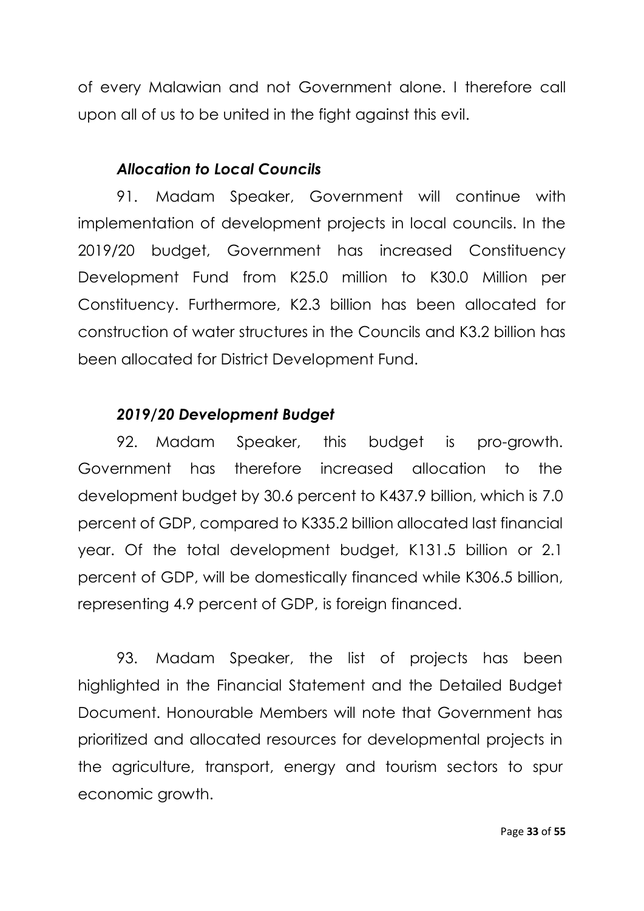of every Malawian and not Government alone. I therefore call upon all of us to be united in the fight against this evil.

### *Allocation to Local Councils*

91. Madam Speaker, Government will continue with implementation of development projects in local councils. In the 2019/20 budget, Government has increased Constituency Development Fund from K25.0 million to K30.0 Million per Constituency. Furthermore, K2.3 billion has been allocated for construction of water structures in the Councils and K3.2 billion has been allocated for District Development Fund.

### *2019/20 Development Budget*

92. Madam Speaker, this budget is pro-growth. Government has therefore increased allocation to the development budget by 30.6 percent to K437.9 billion, which is 7.0 percent of GDP, compared to K335.2 billion allocated last financial year. Of the total development budget, K131.5 billion or 2.1 percent of GDP, will be domestically financed while K306.5 billion, representing 4.9 percent of GDP, is foreign financed.

93. Madam Speaker, the list of projects has been highlighted in the Financial Statement and the Detailed Budget Document. Honourable Members will note that Government has prioritized and allocated resources for developmental projects in the agriculture, transport, energy and tourism sectors to spur economic growth.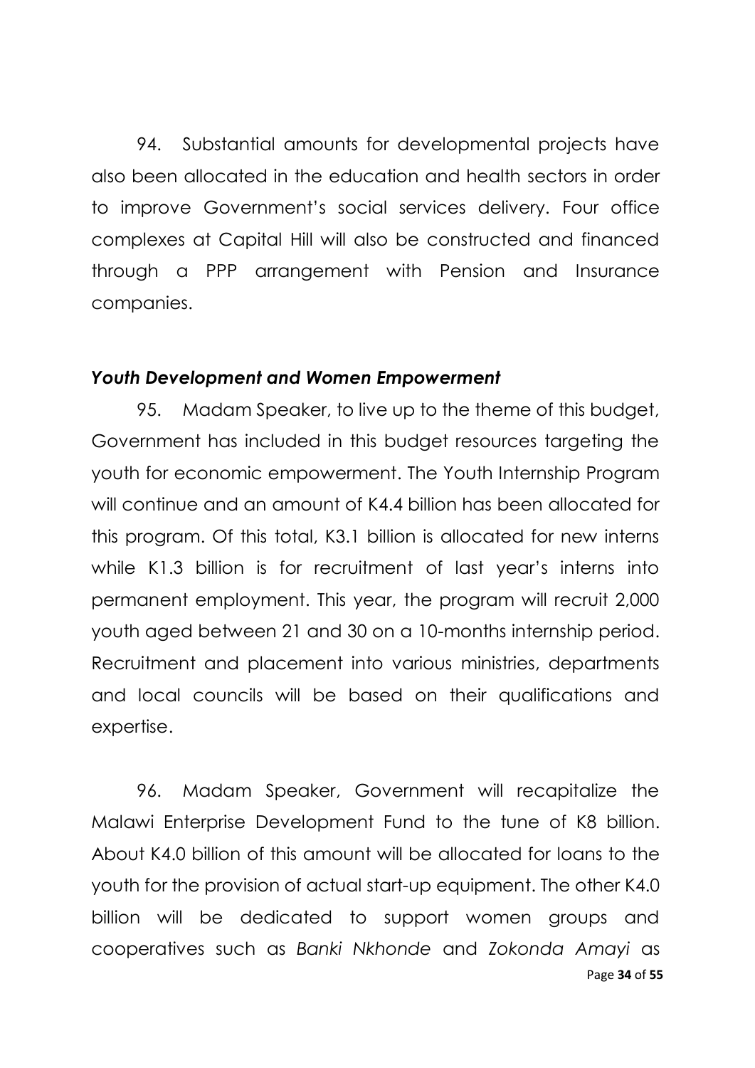94. Substantial amounts for developmental projects have also been allocated in the education and health sectors in order to improve Government's social services delivery. Four office complexes at Capital Hill will also be constructed and financed through a PPP arrangement with Pension and Insurance companies.

### *Youth Development and Women Empowerment*

95. Madam Speaker, to live up to the theme of this budget, Government has included in this budget resources targeting the youth for economic empowerment. The Youth Internship Program will continue and an amount of K4.4 billion has been allocated for this program. Of this total, K3.1 billion is allocated for new interns while K1.3 billion is for recruitment of last year's interns into permanent employment. This year, the program will recruit 2,000 youth aged between 21 and 30 on a 10-months internship period. Recruitment and placement into various ministries, departments and local councils will be based on their qualifications and expertise.

96. Madam Speaker, Government will recapitalize the Malawi Enterprise Development Fund to the tune of K8 billion. About K4.0 billion of this amount will be allocated for loans to the youth for the provision of actual start-up equipment. The other K4.0 billion will be dedicated to support women groups and cooperatives such as *Banki Nkhonde* and *Zokonda Amayi* as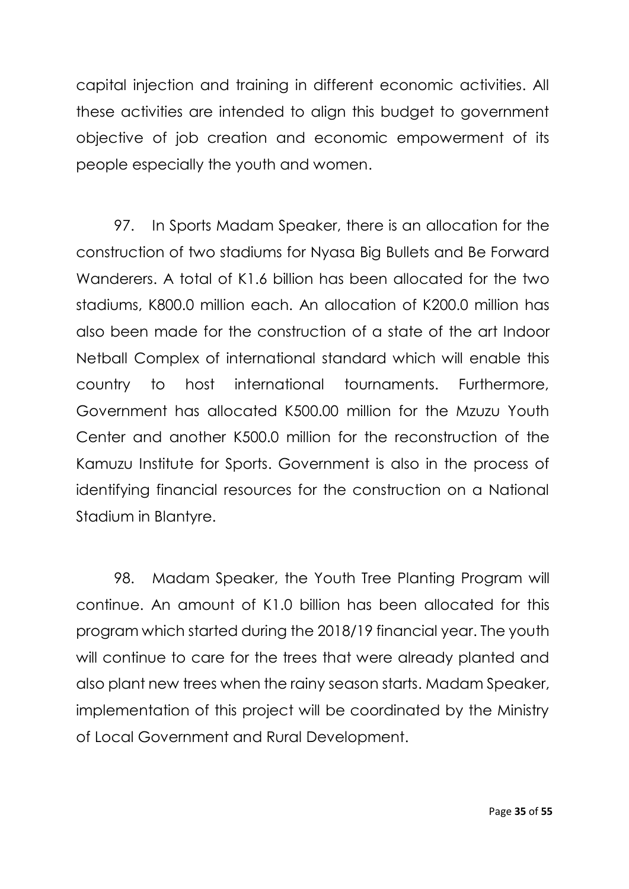capital injection and training in different economic activities. All these activities are intended to align this budget to government objective of job creation and economic empowerment of its people especially the youth and women.

97. In Sports Madam Speaker, there is an allocation for the construction of two stadiums for Nyasa Big Bullets and Be Forward Wanderers. A total of K1.6 billion has been allocated for the two stadiums, K800.0 million each. An allocation of K200.0 million has also been made for the construction of a state of the art Indoor Netball Complex of international standard which will enable this country to host international tournaments. Furthermore, Government has allocated K500.00 million for the Mzuzu Youth Center and another K500.0 million for the reconstruction of the Kamuzu Institute for Sports. Government is also in the process of identifying financial resources for the construction on a National Stadium in Blantyre.

98. Madam Speaker, the Youth Tree Planting Program will continue. An amount of K1.0 billion has been allocated for this program which started during the 2018/19 financial year. The youth will continue to care for the trees that were already planted and also plant new trees when the rainy season starts. Madam Speaker, implementation of this project will be coordinated by the Ministry of Local Government and Rural Development.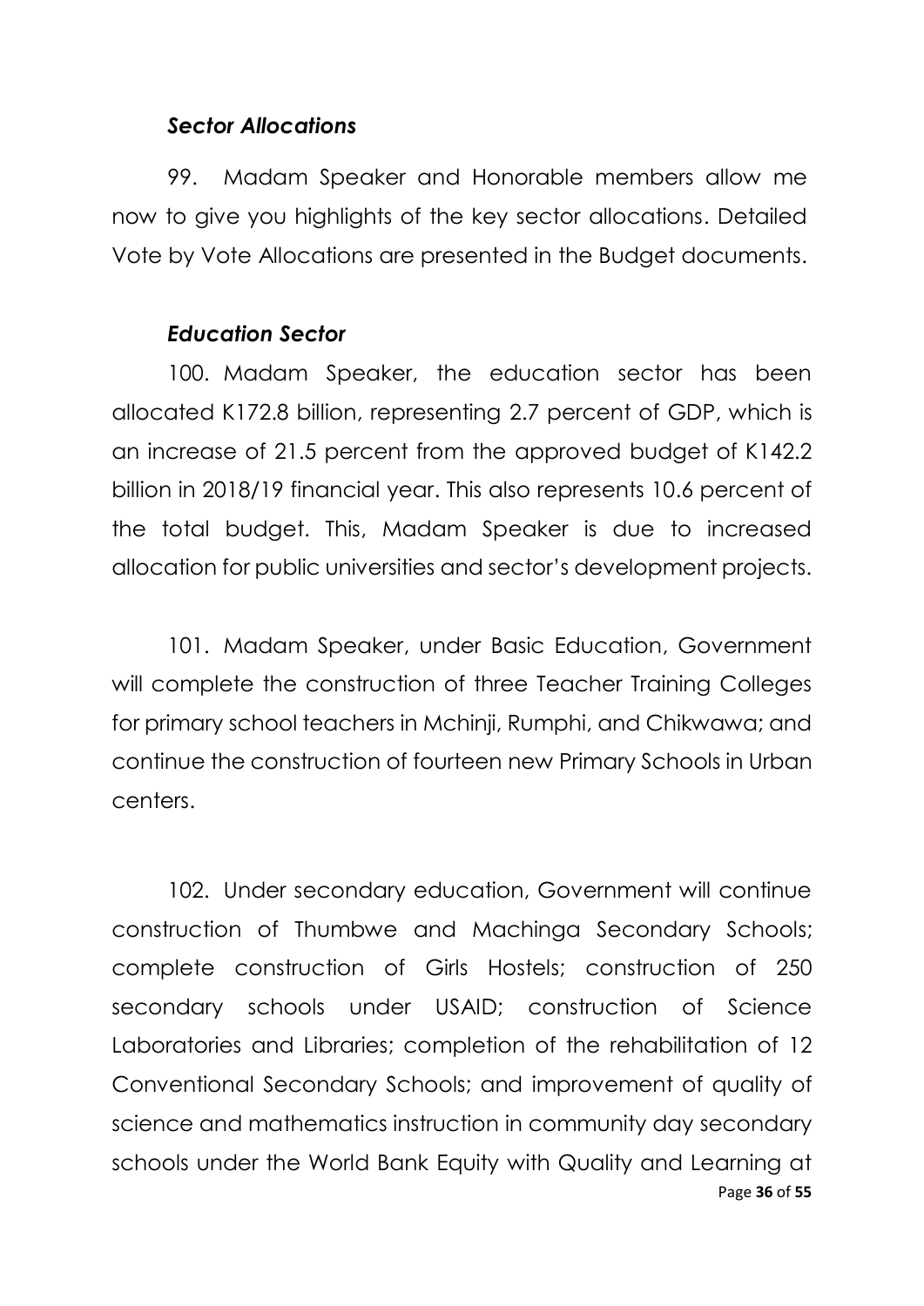### *Sector Allocations*

99. Madam Speaker and Honorable members allow me now to give you highlights of the key sector allocations. Detailed Vote by Vote Allocations are presented in the Budget documents.

### *Education Sector*

100. Madam Speaker, the education sector has been allocated K172.8 billion, representing 2.7 percent of GDP, which is an increase of 21.5 percent from the approved budget of K142.2 billion in 2018/19 financial year. This also represents 10.6 percent of the total budget. This, Madam Speaker is due to increased allocation for public universities and sector's development projects.

101. Madam Speaker, under Basic Education, Government will complete the construction of three Teacher Training Colleges for primary school teachers in Mchinji, Rumphi, and Chikwawa; and continue the construction of fourteen new Primary Schools in Urban centers.

102. Under secondary education, Government will continue construction of Thumbwe and Machinga Secondary Schools; complete construction of Girls Hostels; construction of 250 secondary schools under USAID; construction of Science Laboratories and Libraries; completion of the rehabilitation of 12 Conventional Secondary Schools; and improvement of quality of science and mathematics instruction in community day secondary schools under the World Bank Equity with Quality and Learning at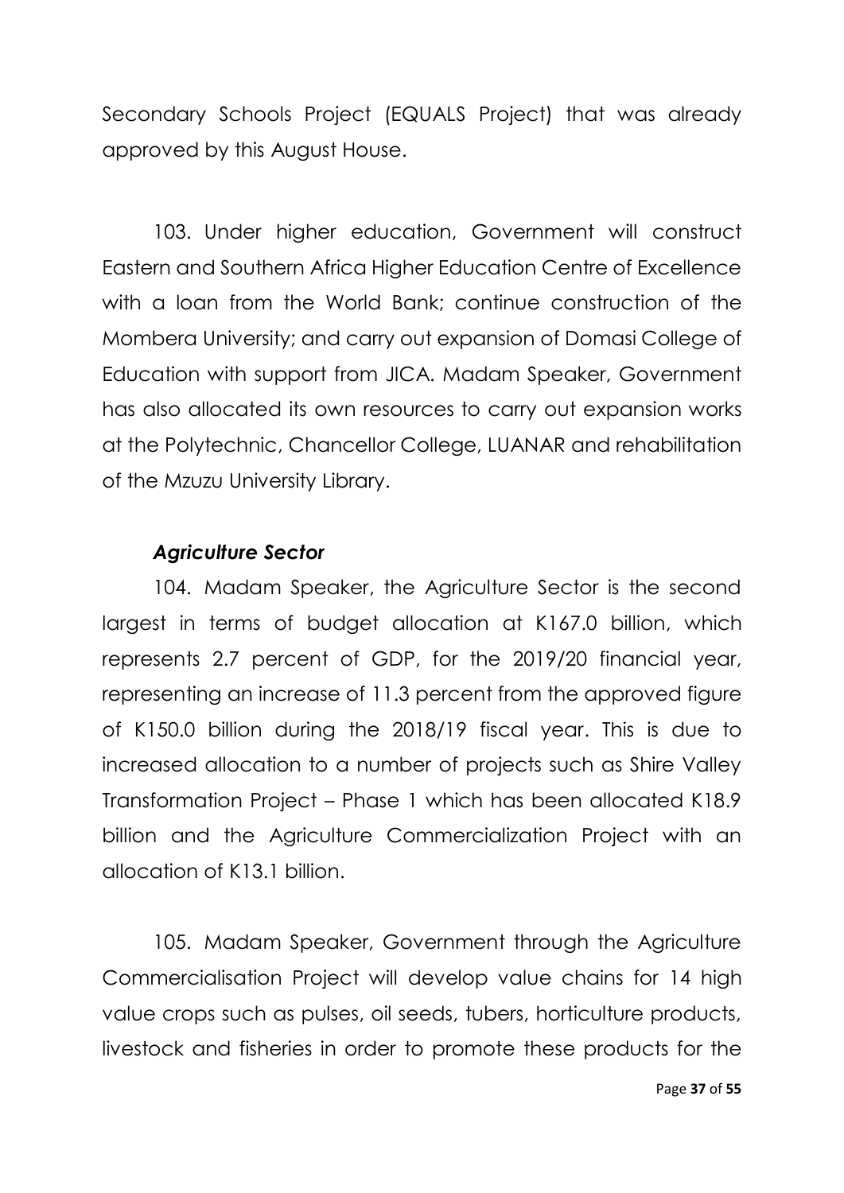Secondary Schools Project (EQUALS Project) that was already approved by this August House.

103. Under higher education, Government will construct Eastern and Southern Africa Higher Education Centre of Excellence with a loan from the World Bank; continue construction of the Mombera University; and carry out expansion of Domasi College of Education with support from JICA. Madam Speaker, Government has also allocated its own resources to carry out expansion works at the Polytechnic, Chancellor College, LUANAR and rehabilitation of the Mzuzu University Library.

### *Agriculture Sector*

104. Madam Speaker, the Agriculture Sector is the second largest in terms of budget allocation at K167.0 billion, which represents 2.7 percent of GDP, for the 2019/20 financial year, representing an increase of 11.3 percent from the approved figure of K150.0 billion during the 2018/19 fiscal year. This is due to increased allocation to a number of projects such as Shire Valley Transformation Project – Phase 1 which has been allocated K18.9 billion and the Agriculture Commercialization Project with an allocation of K13.1 billion.

105. Madam Speaker, Government through the Agriculture Commercialisation Project will develop value chains for 14 high value crops such as pulses, oil seeds, tubers, horticulture products, livestock and fisheries in order to promote these products for the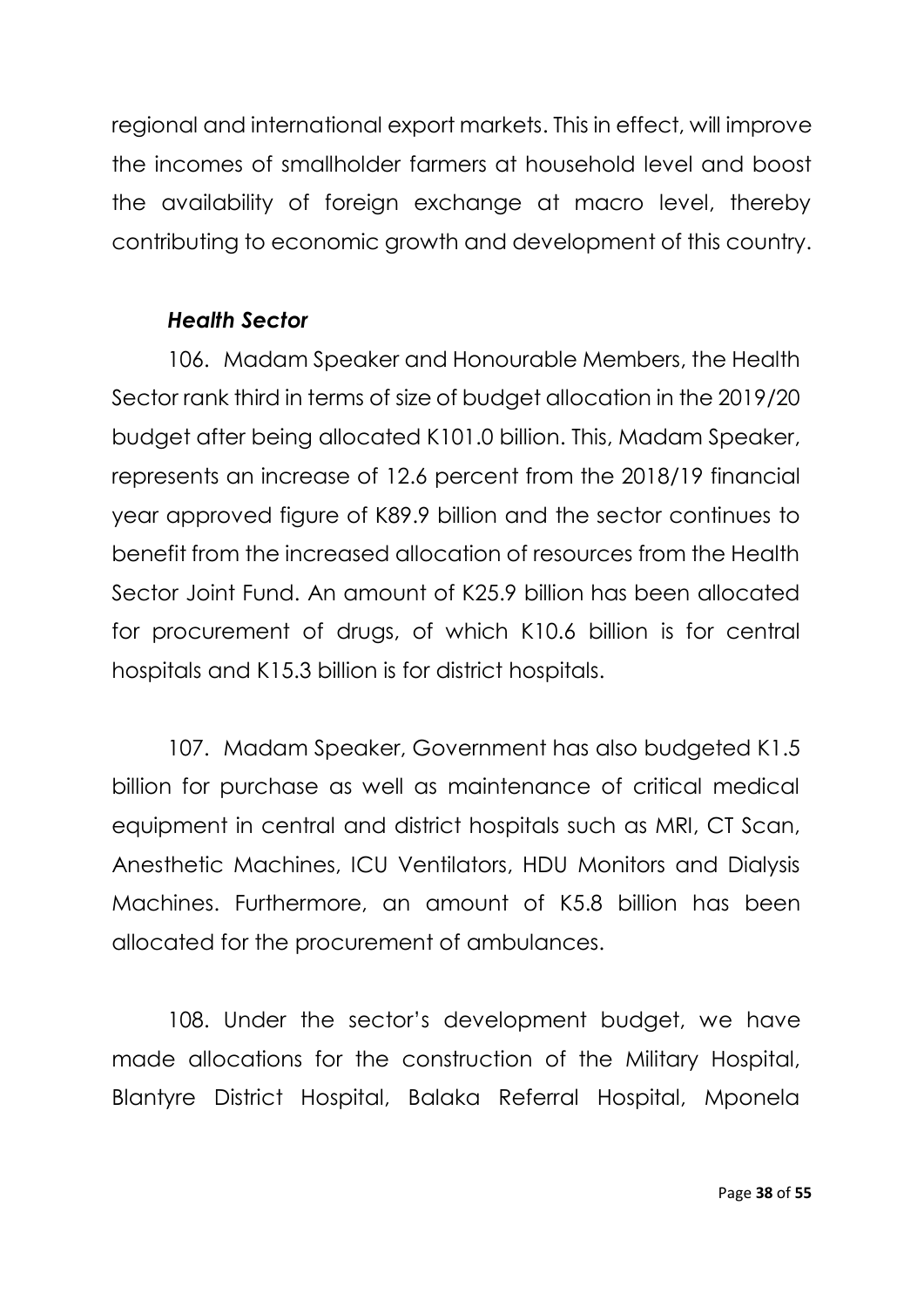regional and international export markets. This in effect, will improve the incomes of smallholder farmers at household level and boost the availability of foreign exchange at macro level, thereby contributing to economic growth and development of this country.

***Health Sector***

106. Madam Speaker and Honourable Members, the Health Sector rank third in terms of size of budget allocation in the 2019/20 budget after being allocated K101.0 billion. This, Madam Speaker, represents an increase of 12.6 percent from the 2018/19 financial year approved figure of K89.9 billion and the sector continues to benefit from the increased allocation of resources from the Health Sector Joint Fund. An amount of K25.9 billion has been allocated for procurement of drugs, of which K10.6 billion is for central hospitals and K15.3 billion is for district hospitals.

107. Madam Speaker, Government has also budgeted K1.5 billion for purchase as well as maintenance of critical medical equipment in central and district hospitals such as MRI, CT Scan, Anesthetic Machines, ICU Ventilators, HDU Monitors and Dialysis Machines. Furthermore, an amount of K5.8 billion has been allocated for the procurement of ambulances.

108. Under the sector's development budget, we have made allocations for the construction of the Military Hospital, Blantyre District Hospital, Balaka Referral Hospital, Mponela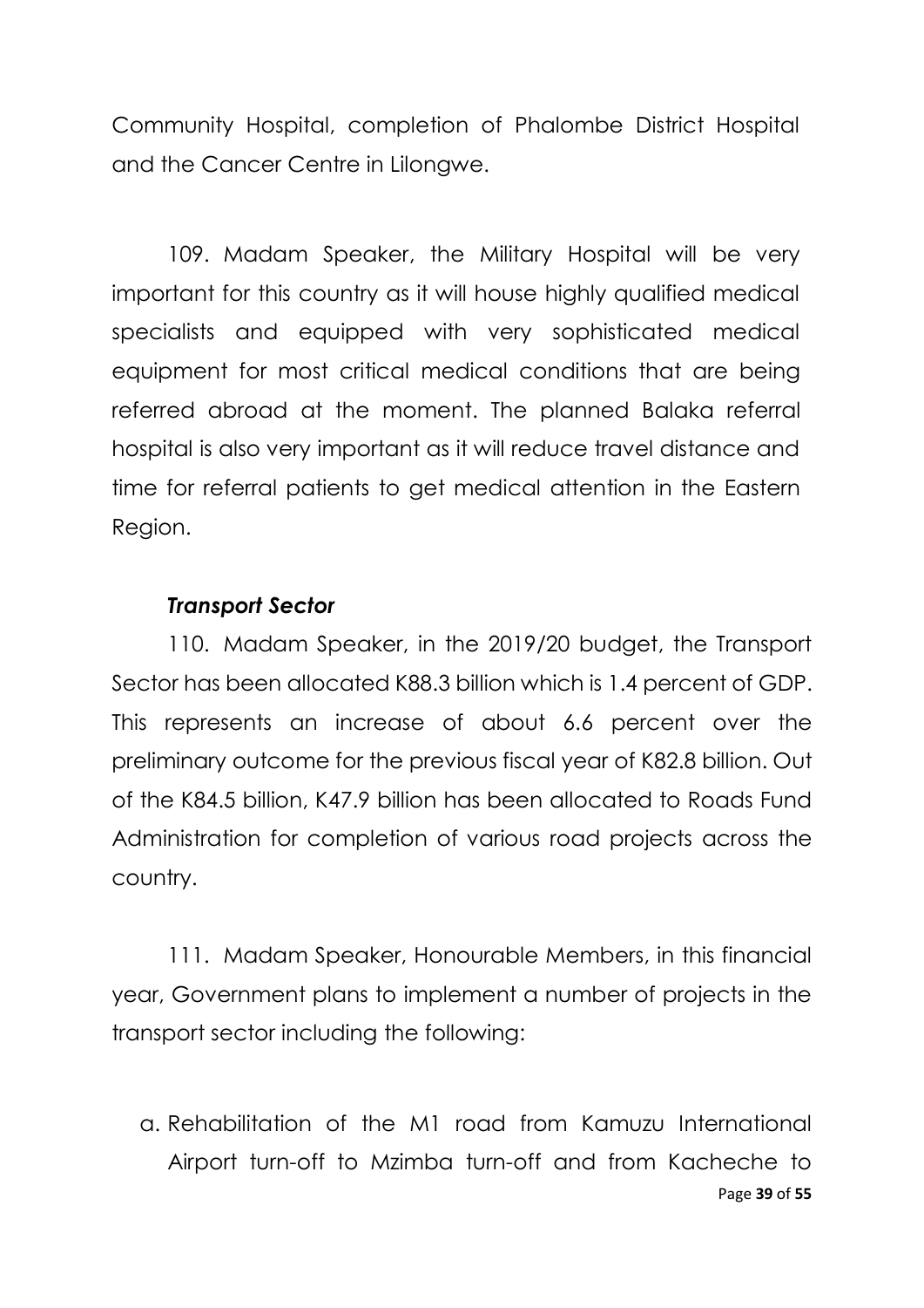Community Hospital, completion of Phalombe District Hospital and the Cancer Centre in Lilongwe.

109. Madam Speaker, the Military Hospital will be very important for this country as it will house highly qualified medical specialists and equipped with very sophisticated medical equipment for most critical medical conditions that are being referred abroad at the moment. The planned Balaka referral hospital is also very important as it will reduce travel distance and time for referral patients to get medical attention in the Eastern Region.

***Transport Sector***

110. Madam Speaker, in the 2019/20 budget, the Transport Sector has been allocated K88.3 billion which is 1.4 percent of GDP. This represents an increase of about 6.6 percent over the preliminary outcome for the previous fiscal year of K82.8 billion. Out of the K84.5 billion, K47.9 billion has been allocated to Roads Fund Administration for completion of various road projects across the country.

111. Madam Speaker, Honourable Members, in this financial year, Government plans to implement a number of projects in the transport sector including the following:

a. Rehabilitation of the M1 road from Kamuzu International Airport turn-off to Mzimba turn-off and from Kacheche to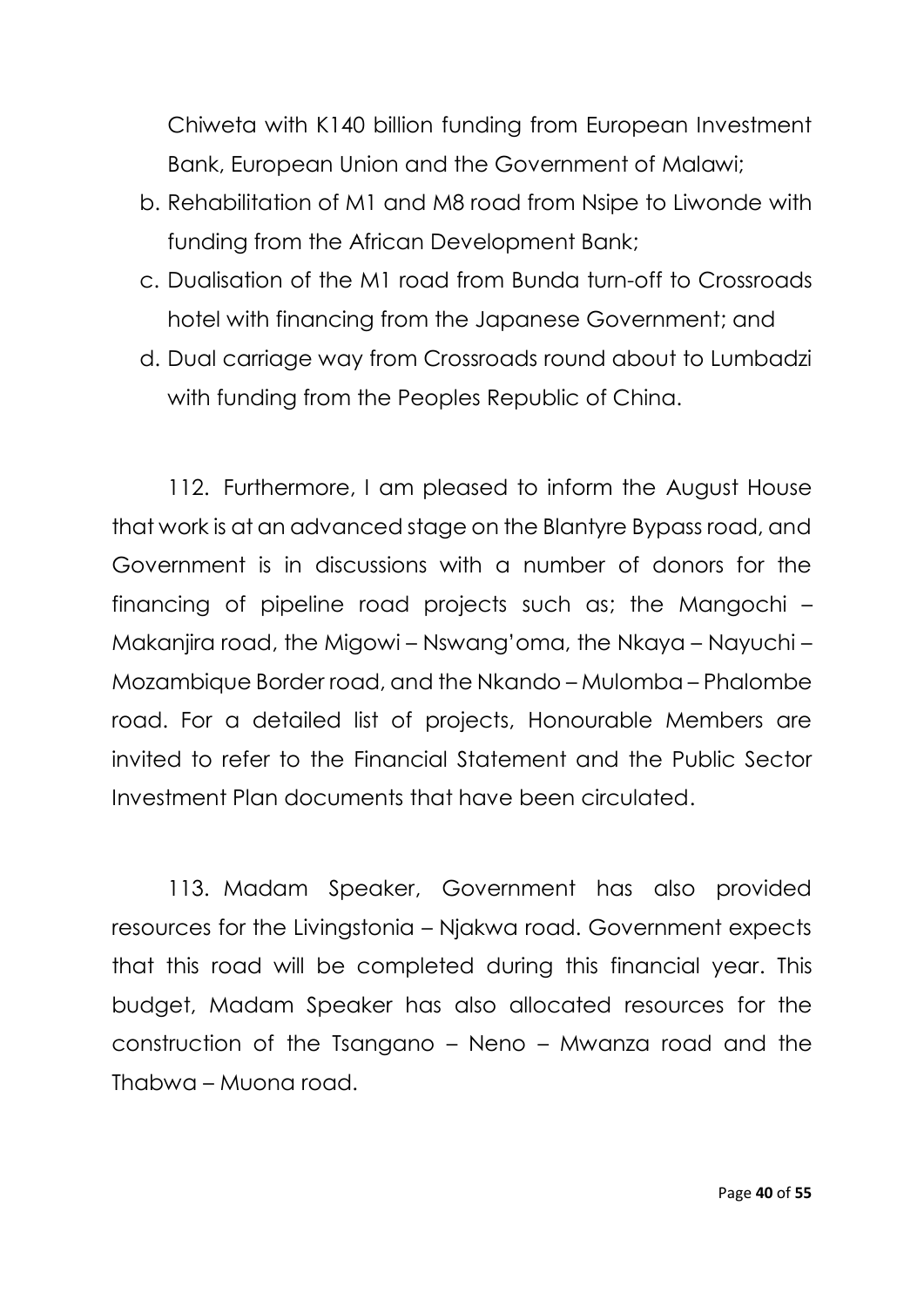Chiweta with K140 billion funding from European Investment Bank, European Union and the Government of Malawi;

b. Rehabilitation of M1 and M8 road from Nsipe to Liwonde with funding from the African Development Bank;

c. Dualisation of the M1 road from Bunda turn-off to Crossroads hotel with financing from the Japanese Government; and

d. Dual carriage way from Crossroads round about to Lumbadzi with funding from the Peoples Republic of China.

112. Furthermore, I am pleased to inform the August House that work is at an advanced stage on the Blantyre Bypass road, and Government is in discussions with a number of donors for the financing of pipeline road projects such as; the Mangochi – Makanjira road, the Migowi – Nswang'oma, the Nkaya – Nayuchi – Mozambique Border road, and the Nkando – Mulomba – Phalombe road. For a detailed list of projects, Honourable Members are invited to refer to the Financial Statement and the Public Sector Investment Plan documents that have been circulated.

113. Madam Speaker, Government has also provided resources for the Livingstonia – Njakwa road. Government expects that this road will be completed during this financial year. This budget, Madam Speaker has also allocated resources for the construction of the Tsangano – Neno – Mwanza road and the Thabwa – Muona road.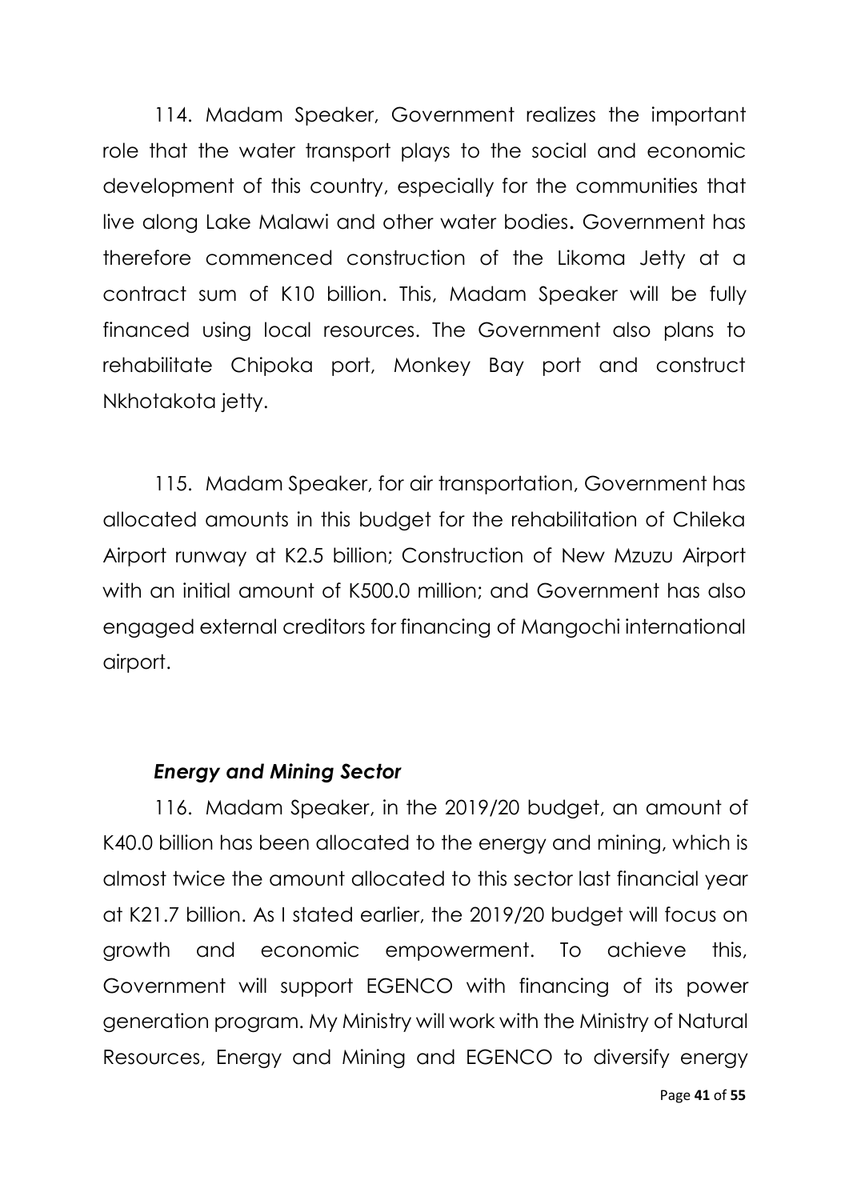114. Madam Speaker, Government realizes the important role that the water transport plays to the social and economic development of this country, especially for the communities that live along Lake Malawi and other water bodies**.** Government has therefore commenced construction of the Likoma Jetty at a contract sum of K10 billion. This, Madam Speaker will be fully financed using local resources. The Government also plans to rehabilitate Chipoka port, Monkey Bay port and construct Nkhotakota jetty.

115. Madam Speaker, for air transportation, Government has allocated amounts in this budget for the rehabilitation of Chileka Airport runway at K2.5 billion; Construction of New Mzuzu Airport with an initial amount of K500.0 million; and Government has also engaged external creditors for financing of Mangochi international airport.

### ***Energy and Mining Sector***

116. Madam Speaker, in the 2019/20 budget, an amount of K40.0 billion has been allocated to the energy and mining, which is almost twice the amount allocated to this sector last financial year at K21.7 billion. As I stated earlier, the 2019/20 budget will focus on growth and economic empowerment. To achieve this, Government will support EGENCO with financing of its power generation program. My Ministry will work with the Ministry of Natural Resources, Energy and Mining and EGENCO to diversify energy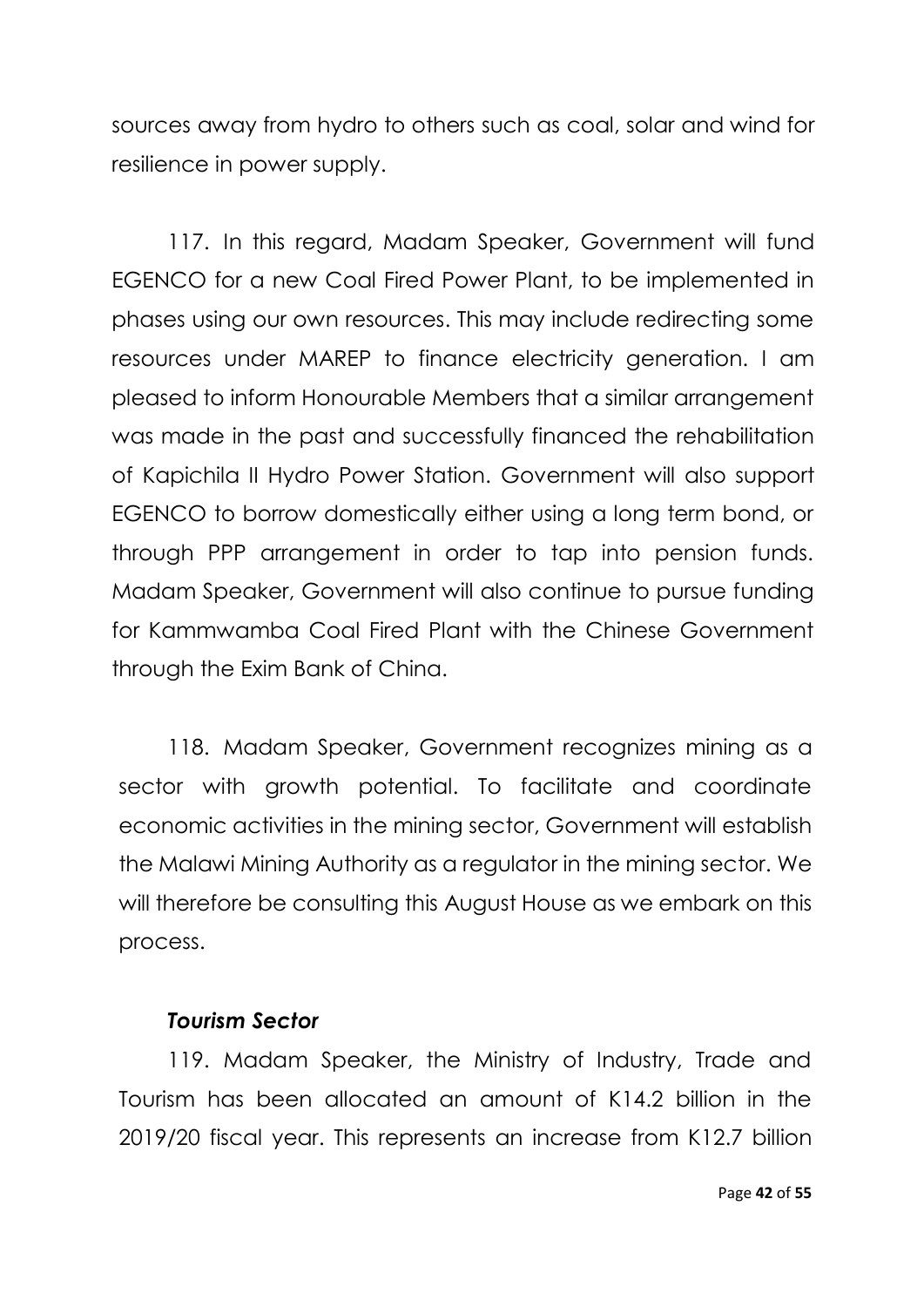sources away from hydro to others such as coal, solar and wind for resilience in power supply.

117. In this regard, Madam Speaker, Government will fund EGENCO for a new Coal Fired Power Plant, to be implemented in phases using our own resources. This may include redirecting some resources under MAREP to finance electricity generation. I am pleased to inform Honourable Members that a similar arrangement was made in the past and successfully financed the rehabilitation of Kapichila II Hydro Power Station. Government will also support EGENCO to borrow domestically either using a long term bond, or through PPP arrangement in order to tap into pension funds. Madam Speaker, Government will also continue to pursue funding for Kammwamba Coal Fired Plant with the Chinese Government through the Exim Bank of China.

118. Madam Speaker, Government recognizes mining as a sector with growth potential. To facilitate and coordinate economic activities in the mining sector, Government will establish the Malawi Mining Authority as a regulator in the mining sector. We will therefore be consulting this August House as we embark on this process.

***Tourism Sector***

119. Madam Speaker, the Ministry of Industry, Trade and Tourism has been allocated an amount of K14.2 billion in the 2019/20 fiscal year. This represents an increase from K12.7 billion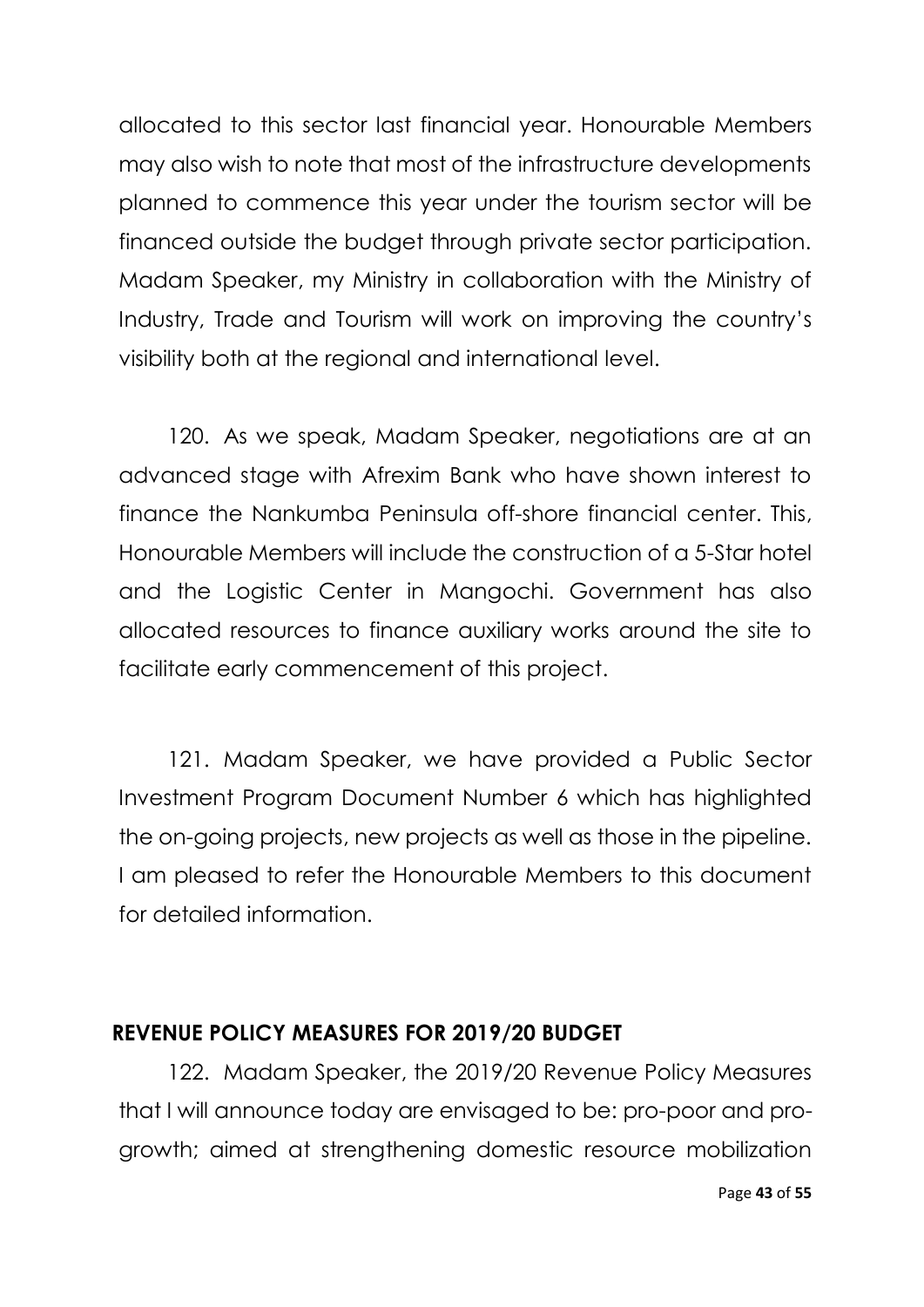allocated to this sector last financial year. Honourable Members may also wish to note that most of the infrastructure developments planned to commence this year under the tourism sector will be financed outside the budget through private sector participation. Madam Speaker, my Ministry in collaboration with the Ministry of Industry, Trade and Tourism will work on improving the country's visibility both at the regional and international level.

120. As we speak, Madam Speaker, negotiations are at an advanced stage with Afrexim Bank who have shown interest to finance the Nankumba Peninsula off-shore financial center. This, Honourable Members will include the construction of a 5-Star hotel and the Logistic Center in Mangochi. Government has also allocated resources to finance auxiliary works around the site to facilitate early commencement of this project.

121. Madam Speaker, we have provided a Public Sector Investment Program Document Number 6 which has highlighted the on-going projects, new projects as well as those in the pipeline. I am pleased to refer the Honourable Members to this document for detailed information.

## REVENUE POLICY MEASURES FOR 2019/20 BUDGET

122. Madam Speaker, the 2019/20 Revenue Policy Measures that I will announce today are envisaged to be: pro-poor and pro-growth; aimed at strengthening domestic resource mobilization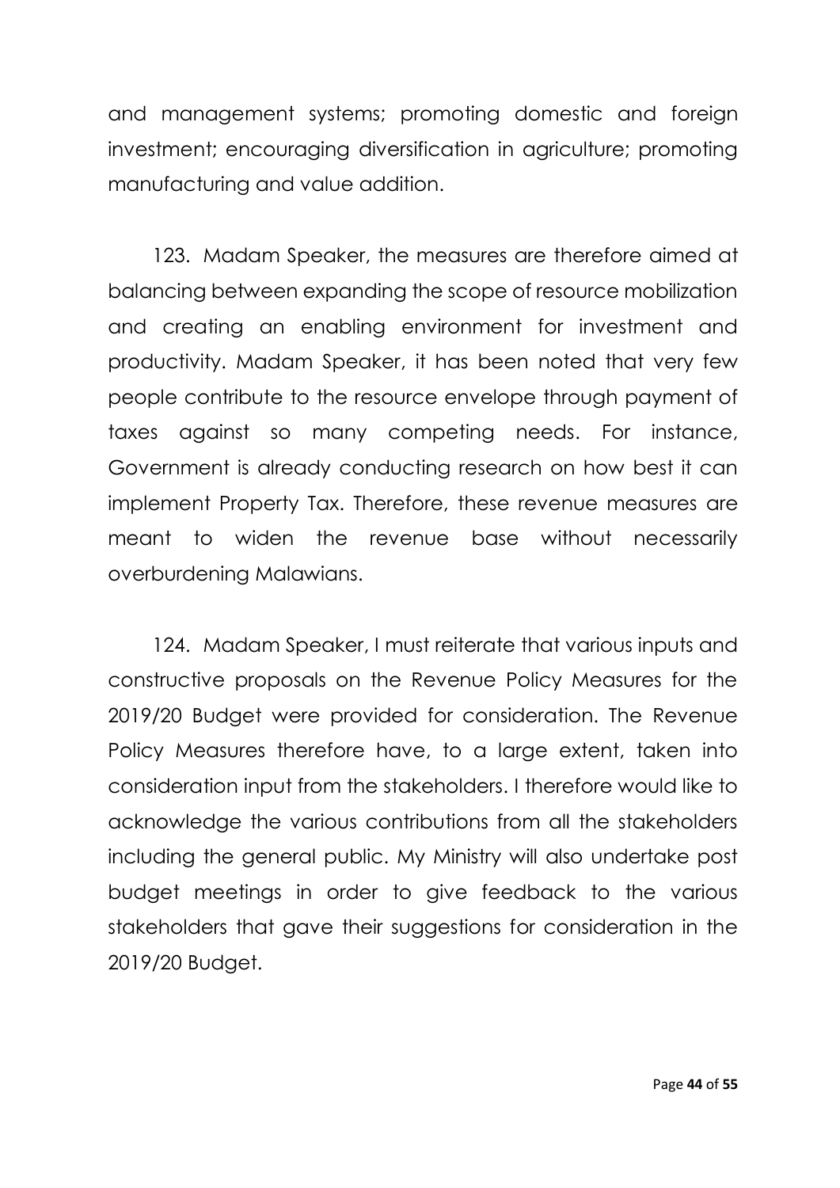and management systems; promoting domestic and foreign investment; encouraging diversification in agriculture; promoting manufacturing and value addition.

123. Madam Speaker, the measures are therefore aimed at balancing between expanding the scope of resource mobilization and creating an enabling environment for investment and productivity. Madam Speaker, it has been noted that very few people contribute to the resource envelope through payment of taxes against so many competing needs. For instance, Government is already conducting research on how best it can implement Property Tax. Therefore, these revenue measures are meant to widen the revenue base without necessarily overburdening Malawians.

124. Madam Speaker, I must reiterate that various inputs and constructive proposals on the Revenue Policy Measures for the 2019/20 Budget were provided for consideration. The Revenue Policy Measures therefore have, to a large extent, taken into consideration input from the stakeholders. I therefore would like to acknowledge the various contributions from all the stakeholders including the general public. My Ministry will also undertake post budget meetings in order to give feedback to the various stakeholders that gave their suggestions for consideration in the 2019/20 Budget.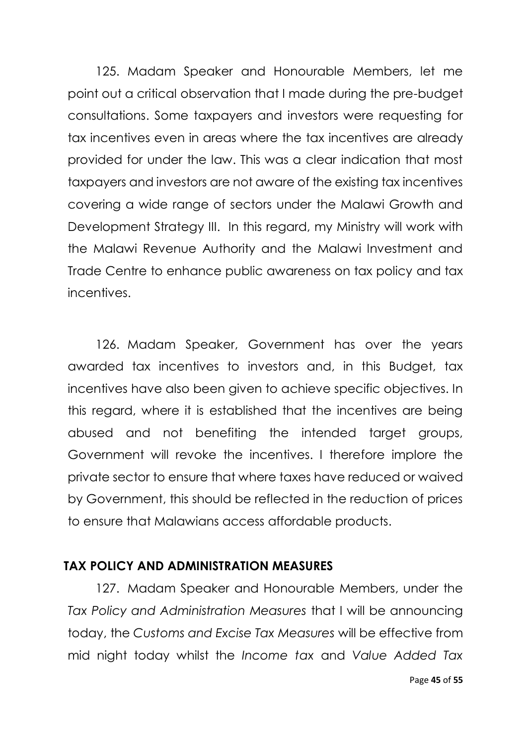125. Madam Speaker and Honourable Members, let me point out a critical observation that I made during the pre-budget consultations. Some taxpayers and investors were requesting for tax incentives even in areas where the tax incentives are already provided for under the law. This was a clear indication that most taxpayers and investors are not aware of the existing tax incentives covering a wide range of sectors under the Malawi Growth and Development Strategy III. In this regard, my Ministry will work with the Malawi Revenue Authority and the Malawi Investment and Trade Centre to enhance public awareness on tax policy and tax incentives.

126. Madam Speaker, Government has over the years awarded tax incentives to investors and, in this Budget, tax incentives have also been given to achieve specific objectives. In this regard, where it is established that the incentives are being abused and not benefiting the intended target groups, Government will revoke the incentives. I therefore implore the private sector to ensure that where taxes have reduced or waived by Government, this should be reflected in the reduction of prices to ensure that Malawians access affordable products.

## TAX POLICY AND ADMINISTRATION MEASURES

127. Madam Speaker and Honourable Members, under the *Tax Policy and Administration Measures* that I will be announcing today, the *Customs and Excise Tax Measures* will be effective from mid night today whilst the *Income tax* and *Value Added Tax*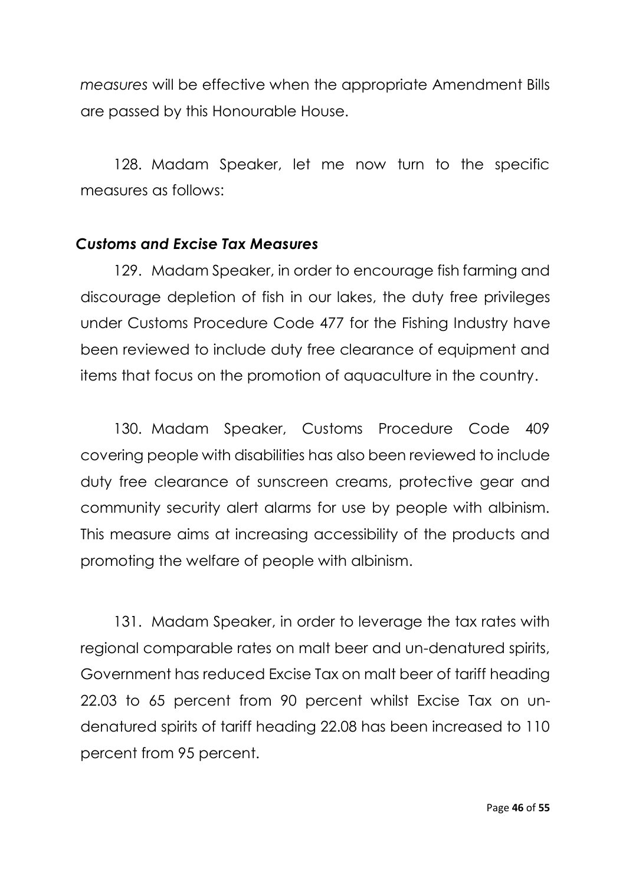*measures* will be effective when the appropriate Amendment Bills are passed by this Honourable House.

128. Madam Speaker, let me now turn to the specific measures as follows:

### *Customs and Excise Tax Measures*

129. Madam Speaker, in order to encourage fish farming and discourage depletion of fish in our lakes, the duty free privileges under Customs Procedure Code 477 for the Fishing Industry have been reviewed to include duty free clearance of equipment and items that focus on the promotion of aquaculture in the country.

130. Madam Speaker, Customs Procedure Code 409 covering people with disabilities has also been reviewed to include duty free clearance of sunscreen creams, protective gear and community security alert alarms for use by people with albinism. This measure aims at increasing accessibility of the products and promoting the welfare of people with albinism.

131. Madam Speaker, in order to leverage the tax rates with regional comparable rates on malt beer and un-denatured spirits, Government has reduced Excise Tax on malt beer of tariff heading 22.03 to 65 percent from 90 percent whilst Excise Tax on un-denatured spirits of tariff heading 22.08 has been increased to 110 percent from 95 percent.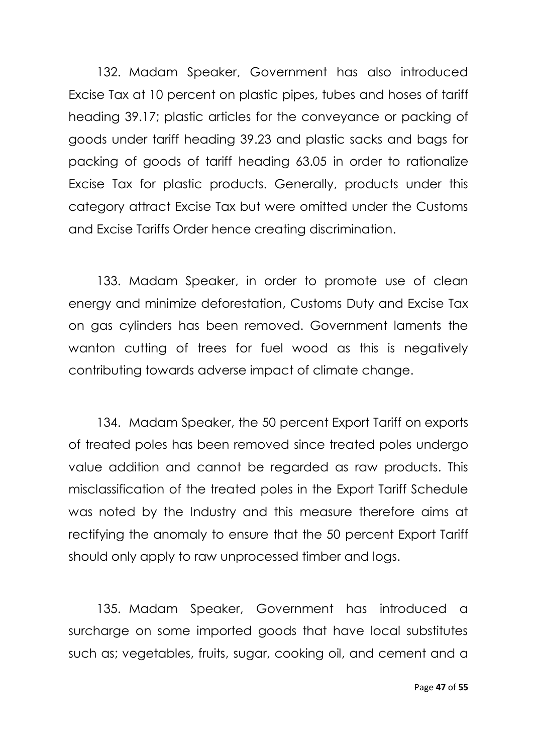132. Madam Speaker, Government has also introduced Excise Tax at 10 percent on plastic pipes, tubes and hoses of tariff heading 39.17; plastic articles for the conveyance or packing of goods under tariff heading 39.23 and plastic sacks and bags for packing of goods of tariff heading 63.05 in order to rationalize Excise Tax for plastic products. Generally, products under this category attract Excise Tax but were omitted under the Customs and Excise Tariffs Order hence creating discrimination.

133. Madam Speaker, in order to promote use of clean energy and minimize deforestation, Customs Duty and Excise Tax on gas cylinders has been removed. Government laments the wanton cutting of trees for fuel wood as this is negatively contributing towards adverse impact of climate change.

134. Madam Speaker, the 50 percent Export Tariff on exports of treated poles has been removed since treated poles undergo value addition and cannot be regarded as raw products. This misclassification of the treated poles in the Export Tariff Schedule was noted by the Industry and this measure therefore aims at rectifying the anomaly to ensure that the 50 percent Export Tariff should only apply to raw unprocessed timber and logs.

135. Madam Speaker, Government has introduced a surcharge on some imported goods that have local substitutes such as; vegetables, fruits, sugar, cooking oil, and cement and a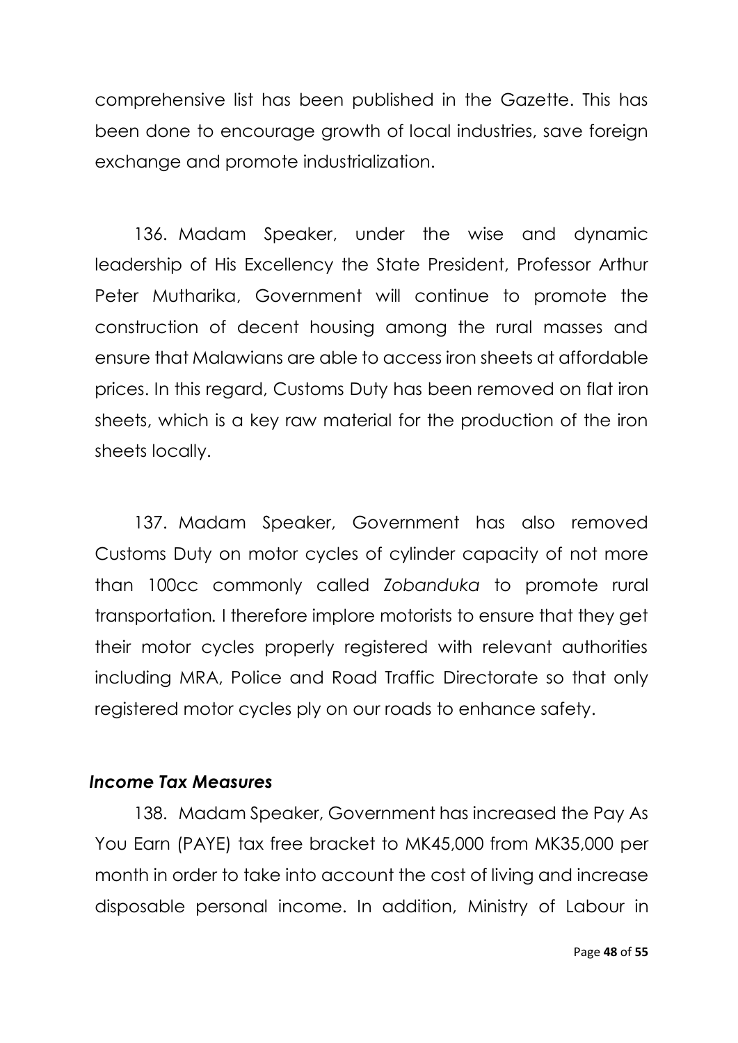comprehensive list has been published in the Gazette. This has been done to encourage growth of local industries, save foreign exchange and promote industrialization.

136. Madam Speaker, under the wise and dynamic leadership of His Excellency the State President, Professor Arthur Peter Mutharika, Government will continue to promote the construction of decent housing among the rural masses and ensure that Malawians are able to access iron sheets at affordable prices. In this regard, Customs Duty has been removed on flat iron sheets, which is a key raw material for the production of the iron sheets locally.

137. Madam Speaker, Government has also removed Customs Duty on motor cycles of cylinder capacity of not more than 100cc commonly called *Zobanduka* to promote rural transportation. I therefore implore motorists to ensure that they get their motor cycles properly registered with relevant authorities including MRA, Police and Road Traffic Directorate so that only registered motor cycles ply on our roads to enhance safety.

### *Income Tax Measures*

138. Madam Speaker, Government has increased the Pay As You Earn (PAYE) tax free bracket to MK45,000 from MK35,000 per month in order to take into account the cost of living and increase disposable personal income. In addition, Ministry of Labour in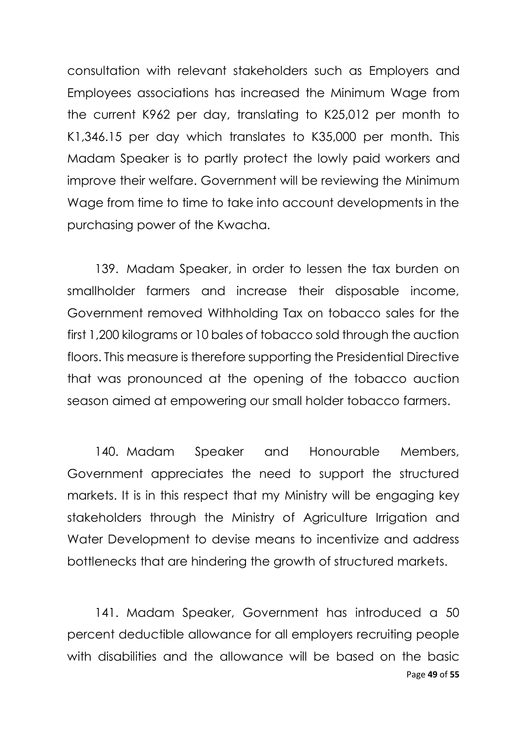consultation with relevant stakeholders such as Employers and Employees associations has increased the Minimum Wage from the current K962 per day, translating to K25,012 per month to K1,346.15 per day which translates to K35,000 per month. This Madam Speaker is to partly protect the lowly paid workers and improve their welfare. Government will be reviewing the Minimum Wage from time to time to take into account developments in the purchasing power of the Kwacha.

139. Madam Speaker, in order to lessen the tax burden on smallholder farmers and increase their disposable income, Government removed Withholding Tax on tobacco sales for the first 1,200 kilograms or 10 bales of tobacco sold through the auction floors. This measure is therefore supporting the Presidential Directive that was pronounced at the opening of the tobacco auction season aimed at empowering our small holder tobacco farmers.

140. Madam Speaker and Honourable Members, Government appreciates the need to support the structured markets. It is in this respect that my Ministry will be engaging key stakeholders through the Ministry of Agriculture Irrigation and Water Development to devise means to incentivize and address bottlenecks that are hindering the growth of structured markets.

141. Madam Speaker, Government has introduced a 50 percent deductible allowance for all employers recruiting people with disabilities and the allowance will be based on the basic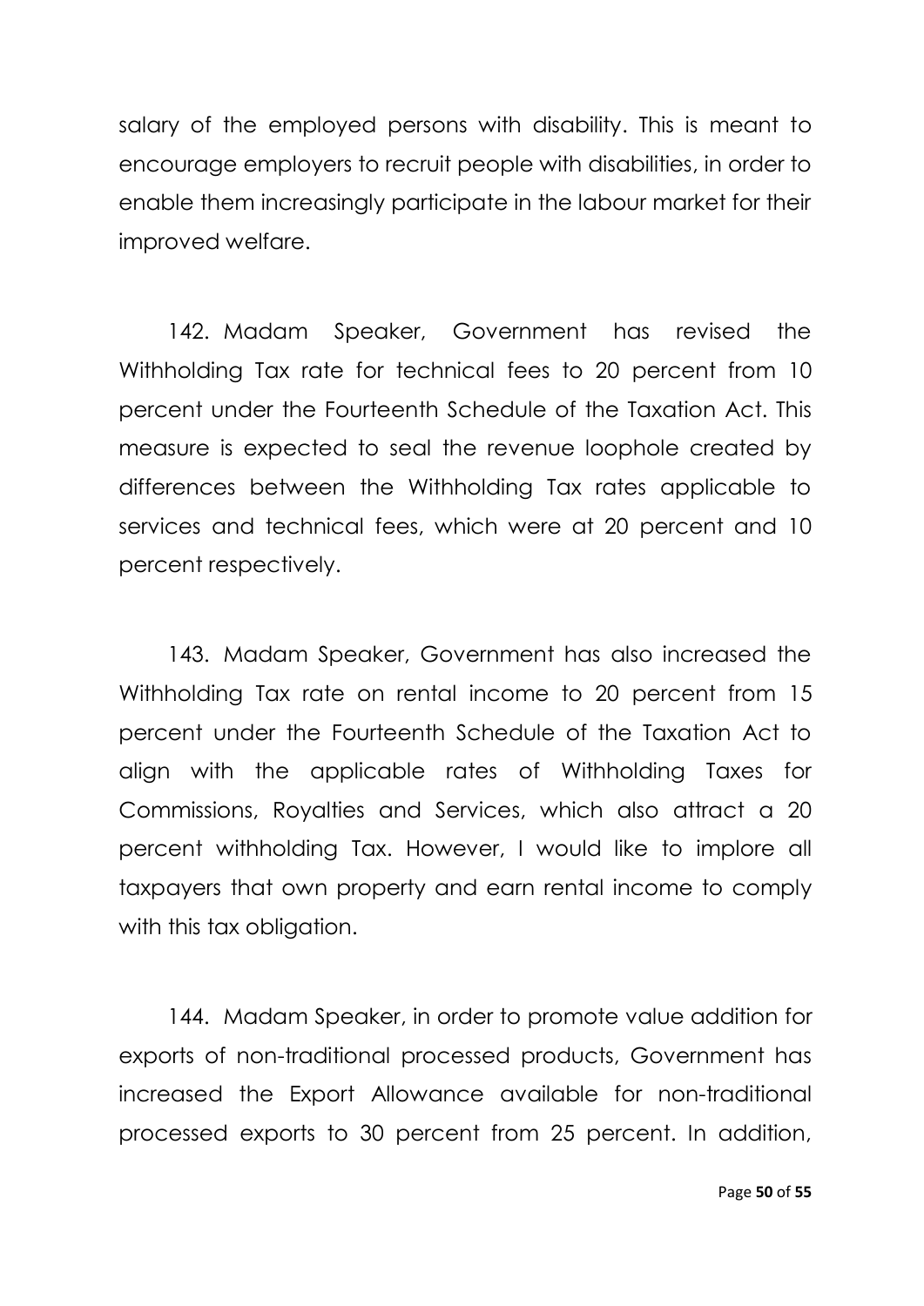salary of the employed persons with disability. This is meant to encourage employers to recruit people with disabilities, in order to enable them increasingly participate in the labour market for their improved welfare.

142. Madam Speaker, Government has revised the Withholding Tax rate for technical fees to 20 percent from 10 percent under the Fourteenth Schedule of the Taxation Act. This measure is expected to seal the revenue loophole created by differences between the Withholding Tax rates applicable to services and technical fees, which were at 20 percent and 10 percent respectively.

143. Madam Speaker, Government has also increased the Withholding Tax rate on rental income to 20 percent from 15 percent under the Fourteenth Schedule of the Taxation Act to align with the applicable rates of Withholding Taxes for Commissions, Royalties and Services, which also attract a 20 percent withholding Tax. However, I would like to implore all taxpayers that own property and earn rental income to comply with this tax obligation.

144. Madam Speaker, in order to promote value addition for exports of non-traditional processed products, Government has increased the Export Allowance available for non-traditional processed exports to 30 percent from 25 percent. In addition,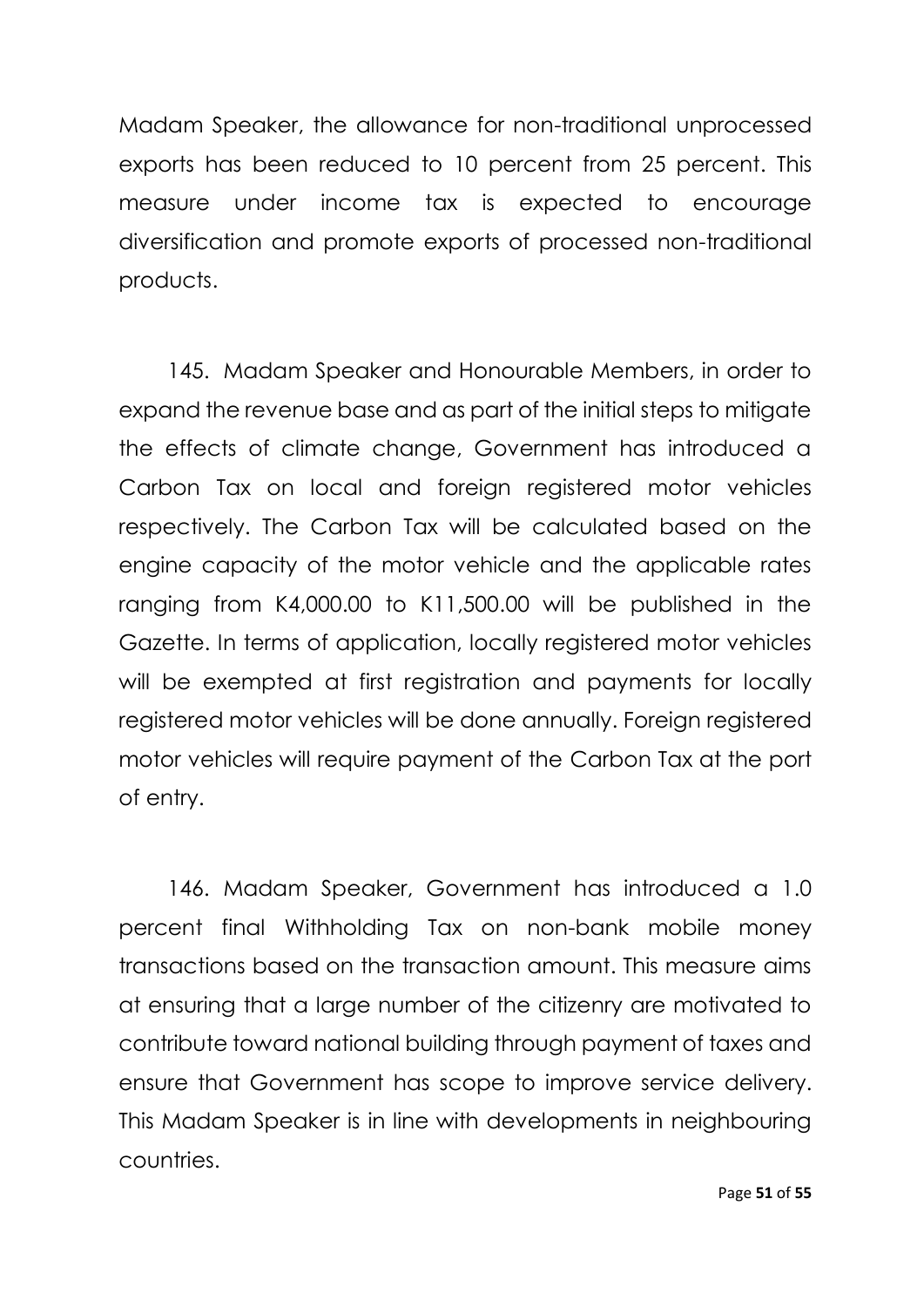Madam Speaker, the allowance for non-traditional unprocessed exports has been reduced to 10 percent from 25 percent. This measure under income tax is expected to encourage diversification and promote exports of processed non-traditional products.

145. Madam Speaker and Honourable Members, in order to expand the revenue base and as part of the initial steps to mitigate the effects of climate change, Government has introduced a Carbon Tax on local and foreign registered motor vehicles respectively. The Carbon Tax will be calculated based on the engine capacity of the motor vehicle and the applicable rates ranging from K4,000.00 to K11,500.00 will be published in the Gazette. In terms of application, locally registered motor vehicles will be exempted at first registration and payments for locally registered motor vehicles will be done annually. Foreign registered motor vehicles will require payment of the Carbon Tax at the port of entry.

146. Madam Speaker, Government has introduced a 1.0 percent final Withholding Tax on non-bank mobile money transactions based on the transaction amount. This measure aims at ensuring that a large number of the citizenry are motivated to contribute toward national building through payment of taxes and ensure that Government has scope to improve service delivery. This Madam Speaker is in line with developments in neighbouring countries.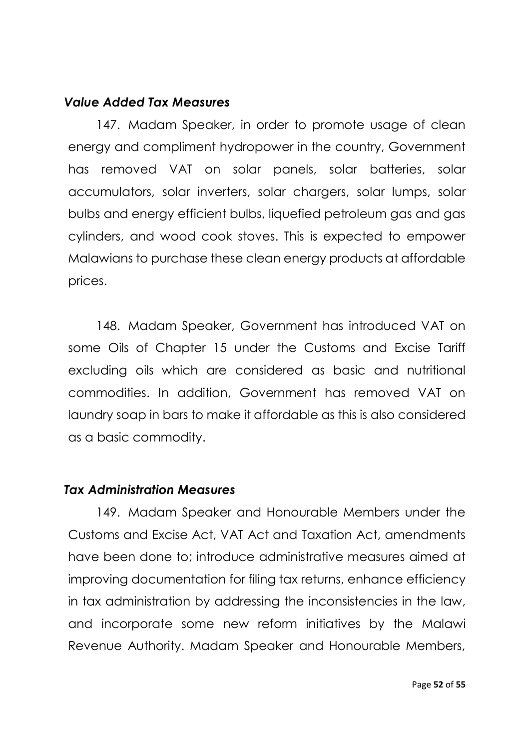### *Value Added Tax Measures*

147. Madam Speaker, in order to promote usage of clean energy and compliment hydropower in the country, Government has removed VAT on solar panels, solar batteries, solar accumulators, solar inverters, solar chargers, solar lumps, solar bulbs and energy efficient bulbs, liquefied petroleum gas and gas cylinders, and wood cook stoves. This is expected to empower Malawians to purchase these clean energy products at affordable prices.

148. Madam Speaker, Government has introduced VAT on some Oils of Chapter 15 under the Customs and Excise Tariff excluding oils which are considered as basic and nutritional commodities. In addition, Government has removed VAT on laundry soap in bars to make it affordable as this is also considered as a basic commodity.

### *Tax Administration Measures*

149. Madam Speaker and Honourable Members under the Customs and Excise Act, VAT Act and Taxation Act, amendments have been done to; introduce administrative measures aimed at improving documentation for filing tax returns, enhance efficiency in tax administration by addressing the inconsistencies in the law, and incorporate some new reform initiatives by the Malawi Revenue Authority. Madam Speaker and Honourable Members,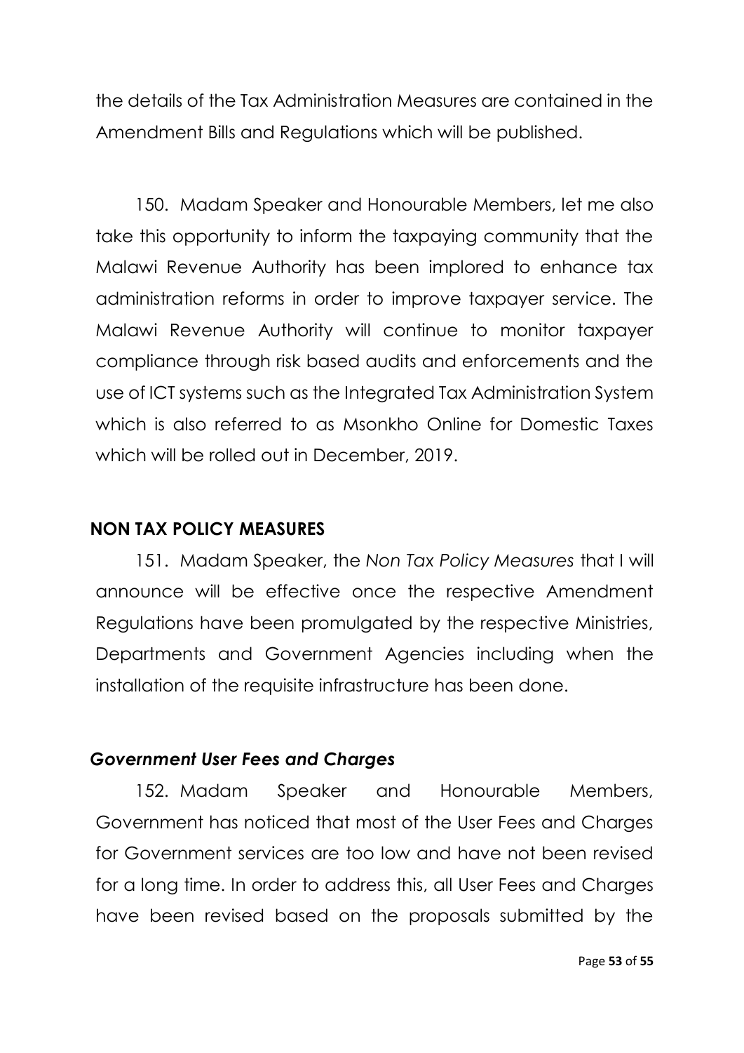the details of the Tax Administration Measures are contained in the Amendment Bills and Regulations which will be published.

150. Madam Speaker and Honourable Members, let me also take this opportunity to inform the taxpaying community that the Malawi Revenue Authority has been implored to enhance tax administration reforms in order to improve taxpayer service. The Malawi Revenue Authority will continue to monitor taxpayer compliance through risk based audits and enforcements and the use of ICT systems such as the Integrated Tax Administration System which is also referred to as Msonkho Online for Domestic Taxes which will be rolled out in December, 2019.

## NON TAX POLICY MEASURES

151. Madam Speaker, the *Non Tax Policy Measures* that I will announce will be effective once the respective Amendment Regulations have been promulgated by the respective Ministries, Departments and Government Agencies including when the installation of the requisite infrastructure has been done.

### *Government User Fees and Charges*

152. Madam Speaker and Honourable Members, Government has noticed that most of the User Fees and Charges for Government services are too low and have not been revised for a long time. In order to address this, all User Fees and Charges have been revised based on the proposals submitted by the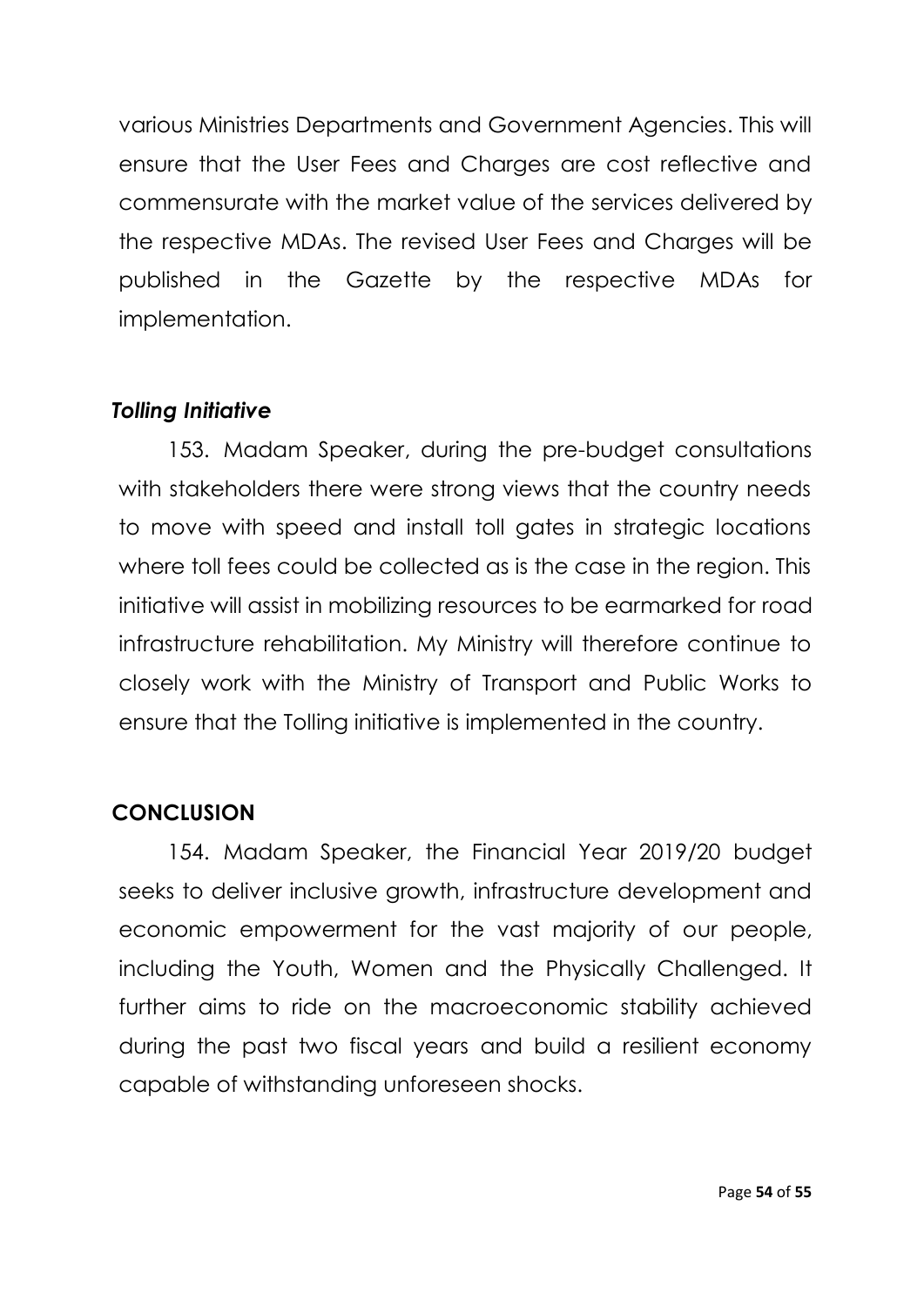various Ministries Departments and Government Agencies. This will ensure that the User Fees and Charges are cost reflective and commensurate with the market value of the services delivered by the respective MDAs. The revised User Fees and Charges will be published in the Gazette by the respective MDAs for implementation.

### *Tolling Initiative*

153. Madam Speaker, during the pre-budget consultations with stakeholders there were strong views that the country needs to move with speed and install toll gates in strategic locations where toll fees could be collected as is the case in the region. This initiative will assist in mobilizing resources to be earmarked for road infrastructure rehabilitation. My Ministry will therefore continue to closely work with the Ministry of Transport and Public Works to ensure that the Tolling initiative is implemented in the country.

## CONCLUSION

154. Madam Speaker, the Financial Year 2019/20 budget seeks to deliver inclusive growth, infrastructure development and economic empowerment for the vast majority of our people, including the Youth, Women and the Physically Challenged. It further aims to ride on the macroeconomic stability achieved during the past two fiscal years and build a resilient economy capable of withstanding unforeseen shocks.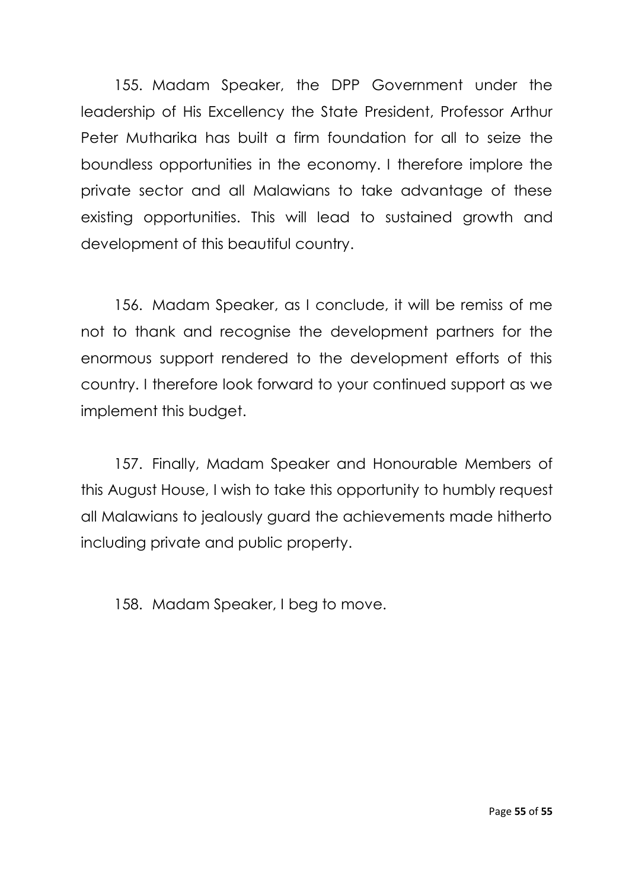155. Madam Speaker, the DPP Government under the leadership of His Excellency the State President, Professor Arthur Peter Mutharika has built a firm foundation for all to seize the boundless opportunities in the economy. I therefore implore the private sector and all Malawians to take advantage of these existing opportunities. This will lead to sustained growth and development of this beautiful country.

156. Madam Speaker, as I conclude, it will be remiss of me not to thank and recognise the development partners for the enormous support rendered to the development efforts of this country. I therefore look forward to your continued support as we implement this budget.

157. Finally, Madam Speaker and Honourable Members of this August House, I wish to take this opportunity to humbly request all Malawians to jealously guard the achievements made hitherto including private and public property.

158. Madam Speaker, I beg to move.